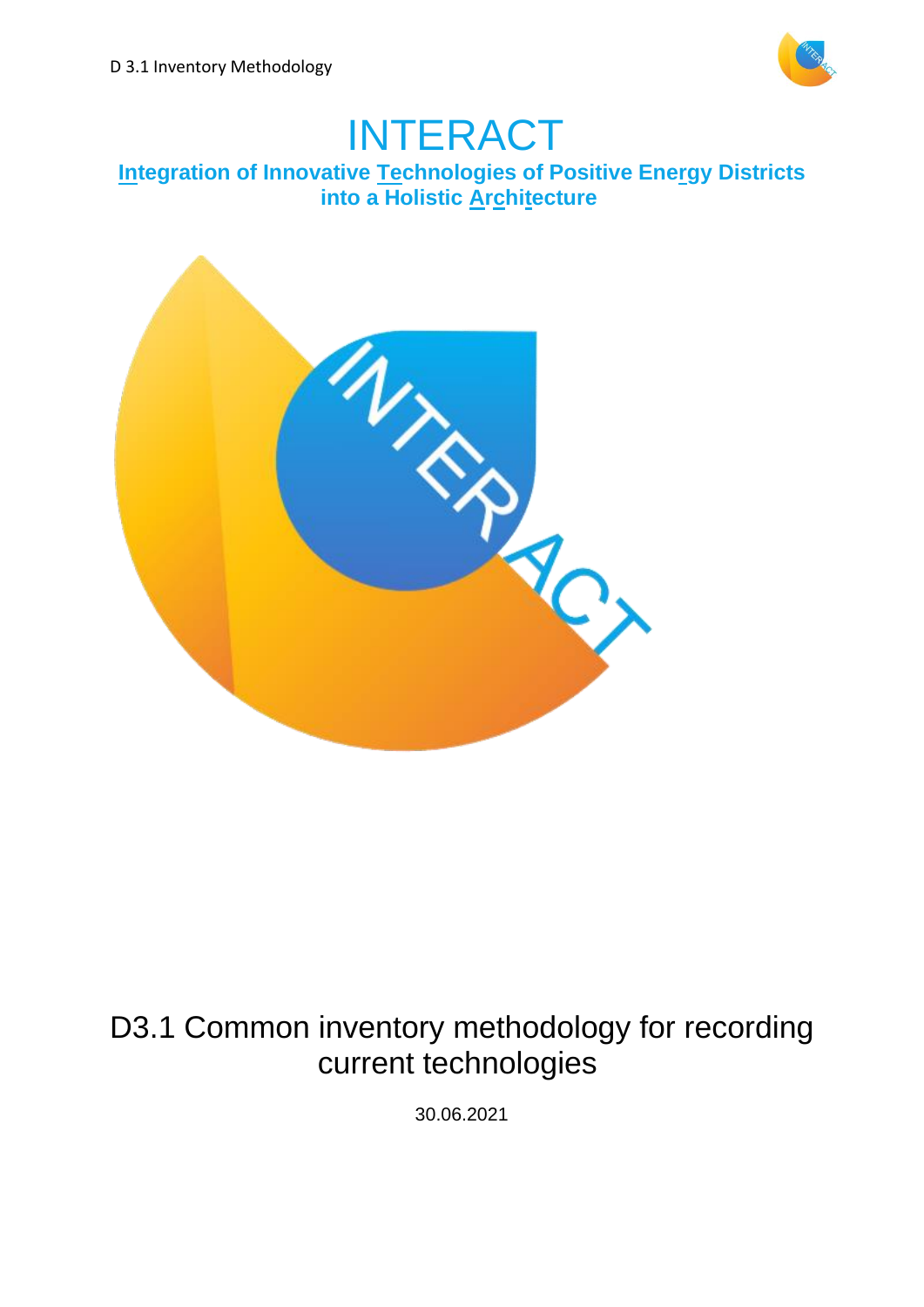# INTERACT

**Integration of Innovative Technologies of Positive Energy Districts into a Holistic Architecture**

## D3.1 Common inventory methodology for recording current technologies

30.06.2021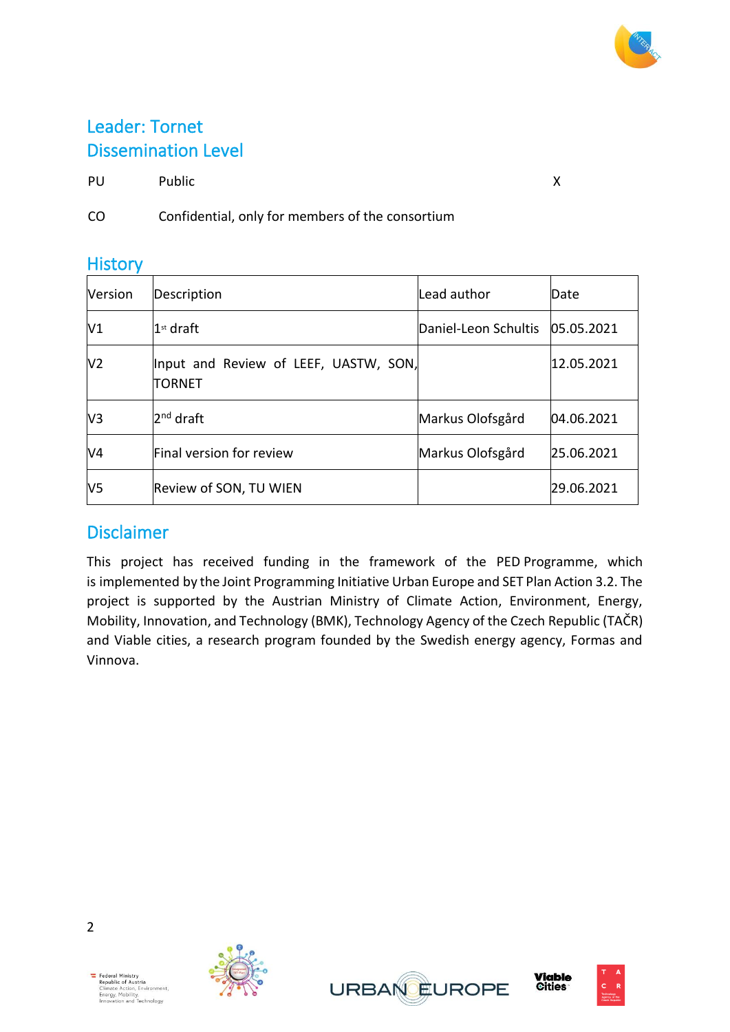## Leader: Tornet

## Dissemination Level

| | | |
|---|---|---|
| PU | Public | X |
| CO | Confidential, only for members of the consortium | |

## History

| Version | Description | Lead author | Date |
|---|---|---|---|
| V1 | 1st draft | Daniel-Leon Schultis | 05.05.2021 |
| V2 | Input and Review of LEEF, UASTW, SON, TORNET | | 12.05.2021 |
| V3 | 2nd draft | Markus Olofsgård | 04.06.2021 |
| V4 | Final version for review | Markus Olofsgård | 25.06.2021 |
| V5 | Review of SON, TU WIEN | | 29.06.2021 |

## Disclaimer

This project has received funding in the framework of the PED Programme, which is implemented by the Joint Programming Initiative Urban Europe and SET Plan Action 3.2. The project is supported by the Austrian Ministry of Climate Action, Environment, Energy, Mobility, Innovation, and Technology (BMK), Technology Agency of the Czech Republic (TAČR) and Viable cities, a research program founded by the Swedish energy agency, Formas and Vinnova.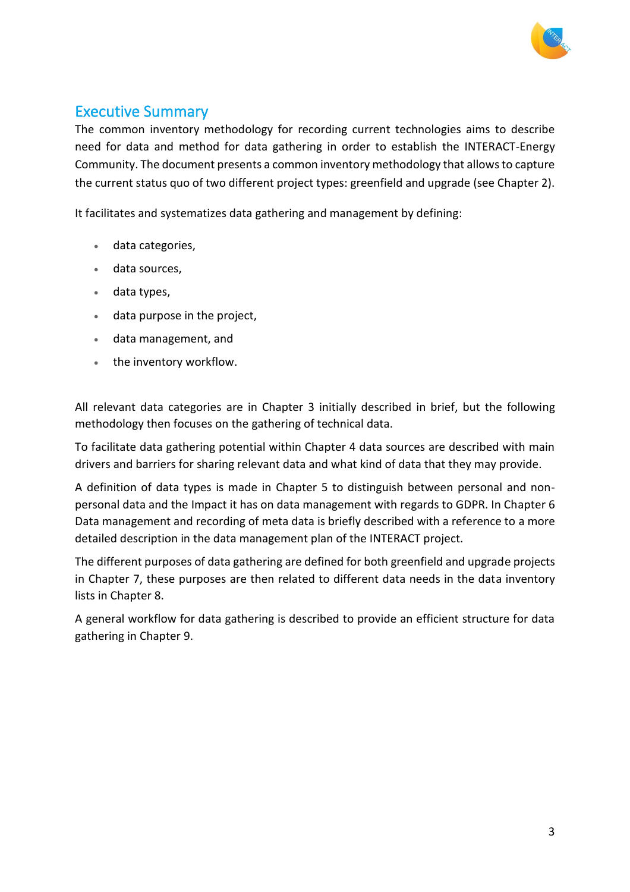# Executive Summary

The common inventory methodology for recording current technologies aims to describe need for data and method for data gathering in order to establish the INTERACT-Energy Community. The document presents a common inventory methodology that allows to capture the current status quo of two different project types: greenfield and upgrade (see Chapter 2).

It facilitates and systematizes data gathering and management by defining:

- data categories,
- data sources,
- data types,
- data purpose in the project,
- data management, and
- the inventory workflow.

All relevant data categories are in Chapter 3 initially described in brief, but the following methodology then focuses on the gathering of technical data.

To facilitate data gathering potential within Chapter 4 data sources are described with main drivers and barriers for sharing relevant data and what kind of data that they may provide.

A definition of data types is made in Chapter 5 to distinguish between personal and non-personal data and the Impact it has on data management with regards to GDPR. In Chapter 6 Data management and recording of meta data is briefly described with a reference to a more detailed description in the data management plan of the INTERACT project.

The different purposes of data gathering are defined for both greenfield and upgrade projects in Chapter 7, these purposes are then related to different data needs in the data inventory lists in Chapter 8.

A general workflow for data gathering is described to provide an efficient structure for data gathering in Chapter 9.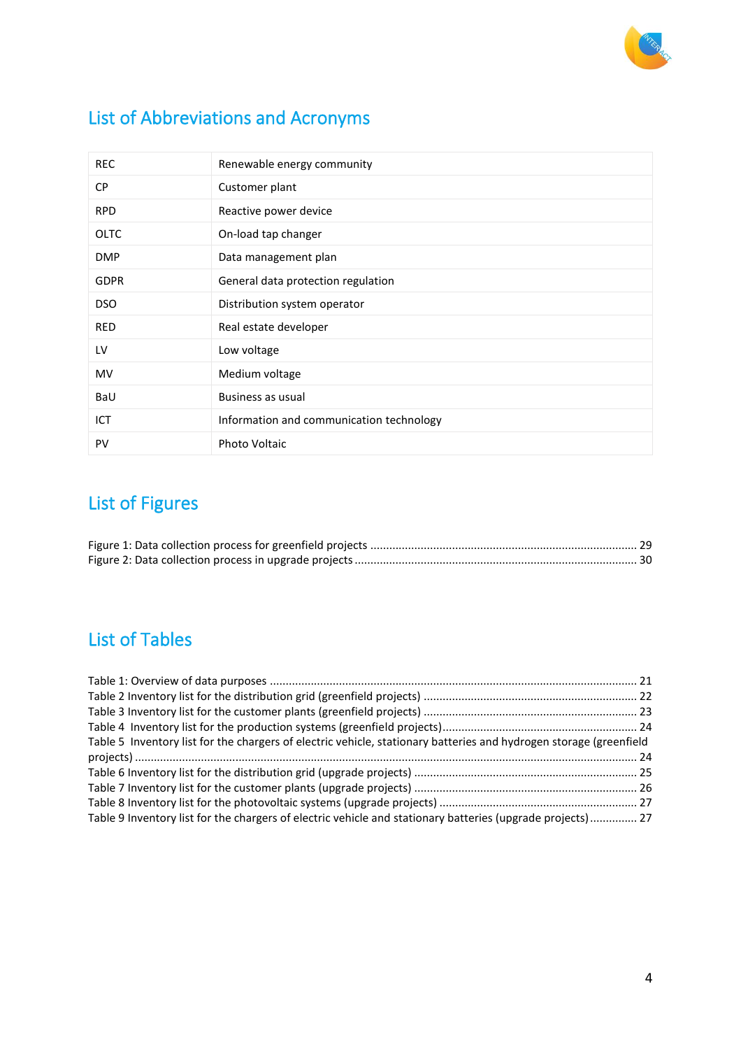## List of Abbreviations and Acronyms

| | |
|---|---|
| REC | Renewable energy community |
| CP | Customer plant |
| RPD | Reactive power device |
| OLTC | On-load tap changer |
| DMP | Data management plan |
| GDPR | General data protection regulation |
| DSO | Distribution system operator |
| RED | Real estate developer |
| LV | Low voltage |
| MV | Medium voltage |
| BaU | Business as usual |
| ICT | Information and communication technology |
| PV | Photo Voltaic |

## List of Figures

Figure 1: Data collection process for greenfield projects ............ 29
Figure 2: Data collection process in upgrade projects ............ 30

## List of Tables

Table 1: Overview of data purposes ............ 21
Table 2 Inventory list for the distribution grid (greenfield projects) ............ 22
Table 3 Inventory list for the customer plants (greenfield projects) ............ 23
Table 4 Inventory list for the production systems (greenfield projects) ............ 24
Table 5 Inventory list for the chargers of electric vehicle, stationary batteries and hydrogen storage (greenfield projects) ............ 24
Table 6 Inventory list for the distribution grid (upgrade projects) ............ 25
Table 7 Inventory list for the customer plants (upgrade projects) ............ 26
Table 8 Inventory list for the photovoltaic systems (upgrade projects) ............ 27
Table 9 Inventory list for the chargers of electric vehicle and stationary batteries (upgrade projects) ............ 27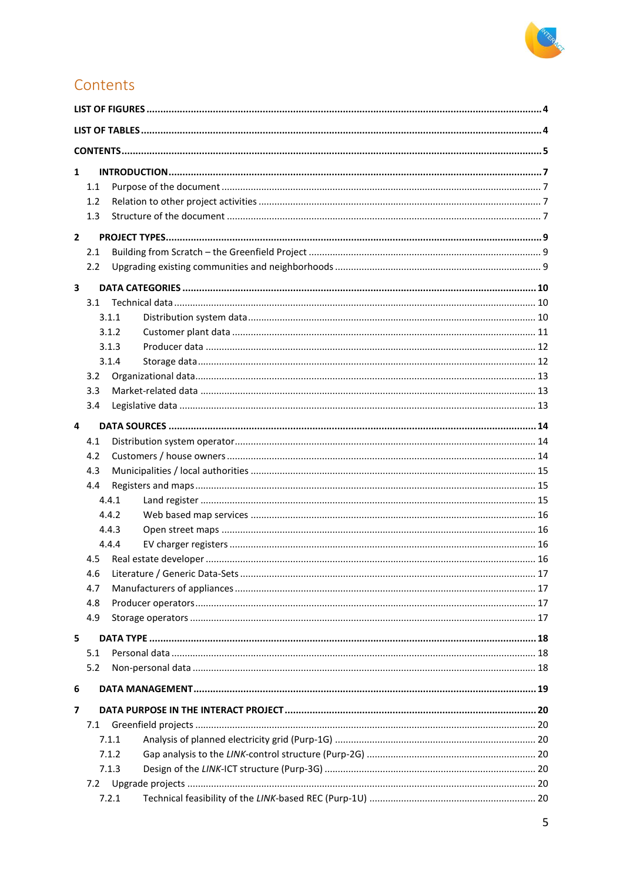# Contents

**LIST OF FIGURES** ..... **4**

**LIST OF TABLES** ..... **4**

**CONTENTS** ..... **5**

**1 INTRODUCTION** ..... **7**

- 1.1 Purpose of the document ..... 7
- 1.2 Relation to other project activities ..... 7
- 1.3 Structure of the document ..... 7

**2 PROJECT TYPES** ..... **9**

- 2.1 Building from Scratch – the Greenfield Project ..... 9
- 2.2 Upgrading existing communities and neighborhoods ..... 9

**3 DATA CATEGORIES** ..... **10**

- 3.1 Technical data ..... 10
  - 3.1.1 Distribution system data ..... 10
  - 3.1.2 Customer plant data ..... 11
  - 3.1.3 Producer data ..... 12
  - 3.1.4 Storage data ..... 12
- 3.2 Organizational data ..... 13
- 3.3 Market-related data ..... 13
- 3.4 Legislative data ..... 13

**4 DATA SOURCES** ..... **14**

- 4.1 Distribution system operator ..... 14
- 4.2 Customers / house owners ..... 14
- 4.3 Municipalities / local authorities ..... 15
- 4.4 Registers and maps ..... 15
  - 4.4.1 Land register ..... 15
  - 4.4.2 Web based map services ..... 16
  - 4.4.3 Open street maps ..... 16
  - 4.4.4 EV charger registers ..... 16
- 4.5 Real estate developer ..... 16
- 4.6 Literature / Generic Data-Sets ..... 17
- 4.7 Manufacturers of appliances ..... 17
- 4.8 Producer operators ..... 17
- 4.9 Storage operators ..... 17

**5 DATA TYPE** ..... **18**

- 5.1 Personal data ..... 18
- 5.2 Non-personal data ..... 18

**6 DATA MANAGEMENT** ..... **19**

**7 DATA PURPOSE IN THE INTERACT PROJECT** ..... **20**

- 7.1 Greenfield projects ..... 20
  - 7.1.1 Analysis of planned electricity grid (Purp-1G) ..... 20
  - 7.1.2 Gap analysis to the *LINK*-control structure (Purp-2G) ..... 20
  - 7.1.3 Design of the *LINK*-ICT structure (Purp-3G) ..... 20
- 7.2 Upgrade projects ..... 20
  - 7.2.1 Technical feasibility of the *LINK*-based REC (Purp-1U) ..... 20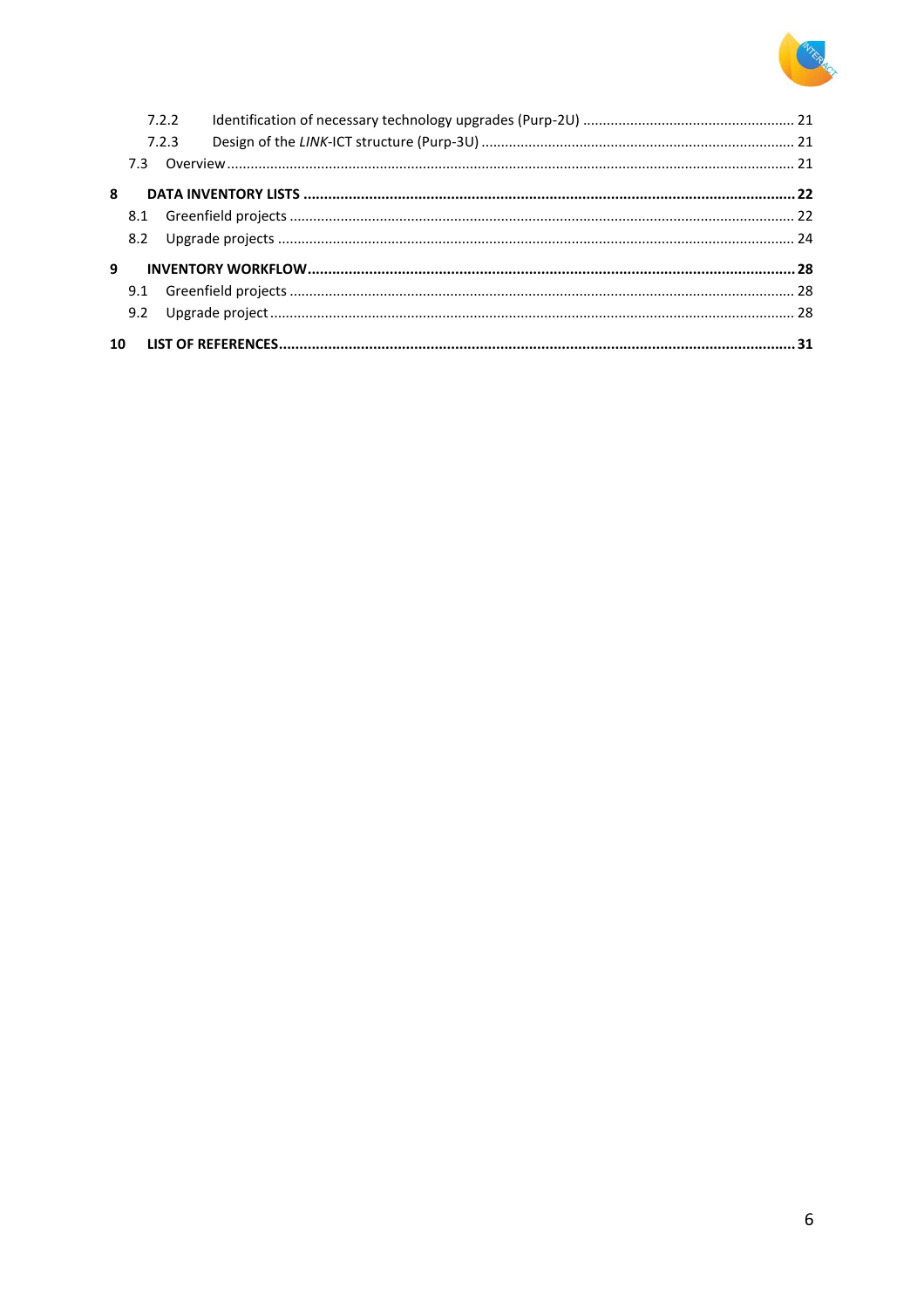7.2.2 Identification of necessary technology upgrades (Purp-2U) ..................................................... 21

7.2.3 Design of the *LINK*-ICT structure (Purp-3U) ............................................................................... 21

7.3 Overview ................................................................................................................................ 21

**8 DATA INVENTORY LISTS ........................................................................................................... 22**

8.1 Greenfield projects ............................................................................................................... 22

8.2 Upgrade projects .................................................................................................................. 24

**9 INVENTORY WORKFLOW ......................................................................................................... 28**

9.1 Greenfield projects ............................................................................................................... 28

9.2 Upgrade project .................................................................................................................... 28

**10 LIST OF REFERENCES ............................................................................................................... 31**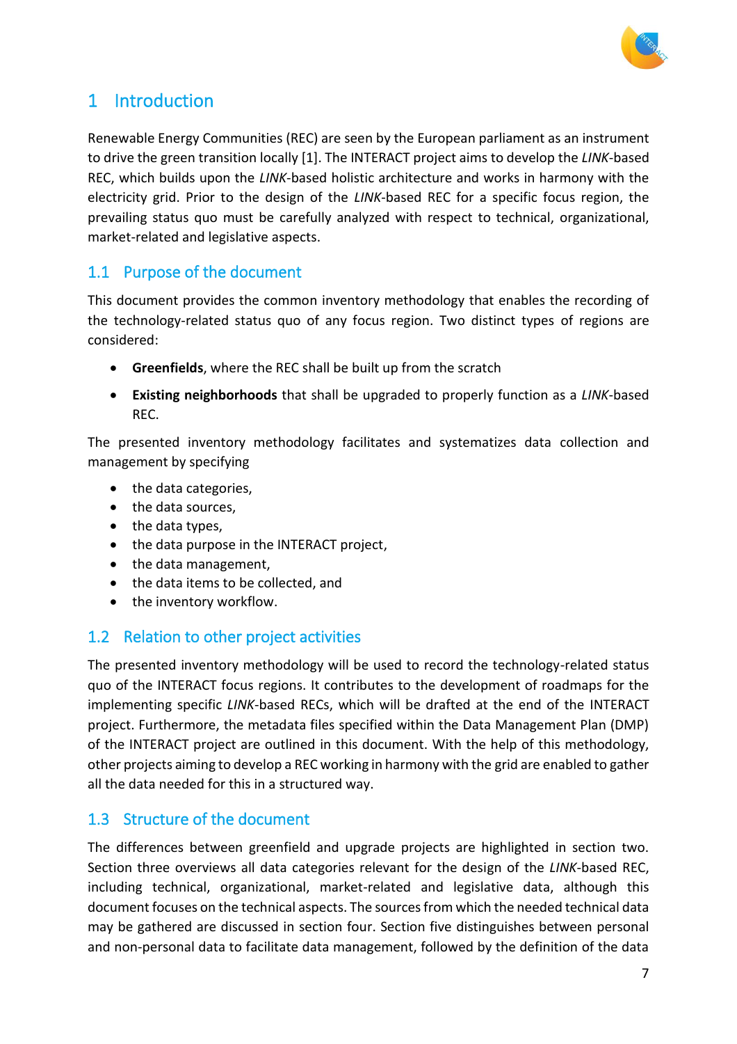# 1 Introduction

Renewable Energy Communities (REC) are seen by the European parliament as an instrument to drive the green transition locally [1]. The INTERACT project aims to develop the *LINK*-based REC, which builds upon the *LINK*-based holistic architecture and works in harmony with the electricity grid. Prior to the design of the *LINK*-based REC for a specific focus region, the prevailing status quo must be carefully analyzed with respect to technical, organizational, market-related and legislative aspects.

## 1.1 Purpose of the document

This document provides the common inventory methodology that enables the recording of the technology-related status quo of any focus region. Two distinct types of regions are considered:

- **Greenfields**, where the REC shall be built up from the scratch
- **Existing neighborhoods** that shall be upgraded to properly function as a *LINK*-based REC.

The presented inventory methodology facilitates and systematizes data collection and management by specifying

- the data categories,
- the data sources,
- the data types,
- the data purpose in the INTERACT project,
- the data management,
- the data items to be collected, and
- the inventory workflow.

## 1.2 Relation to other project activities

The presented inventory methodology will be used to record the technology-related status quo of the INTERACT focus regions. It contributes to the development of roadmaps for the implementing specific *LINK*-based RECs, which will be drafted at the end of the INTERACT project. Furthermore, the metadata files specified within the Data Management Plan (DMP) of the INTERACT project are outlined in this document. With the help of this methodology, other projects aiming to develop a REC working in harmony with the grid are enabled to gather all the data needed for this in a structured way.

## 1.3 Structure of the document

The differences between greenfield and upgrade projects are highlighted in section two. Section three overviews all data categories relevant for the design of the *LINK*-based REC, including technical, organizational, market-related and legislative data, although this document focuses on the technical aspects. The sources from which the needed technical data may be gathered are discussed in section four. Section five distinguishes between personal and non-personal data to facilitate data management, followed by the definition of the data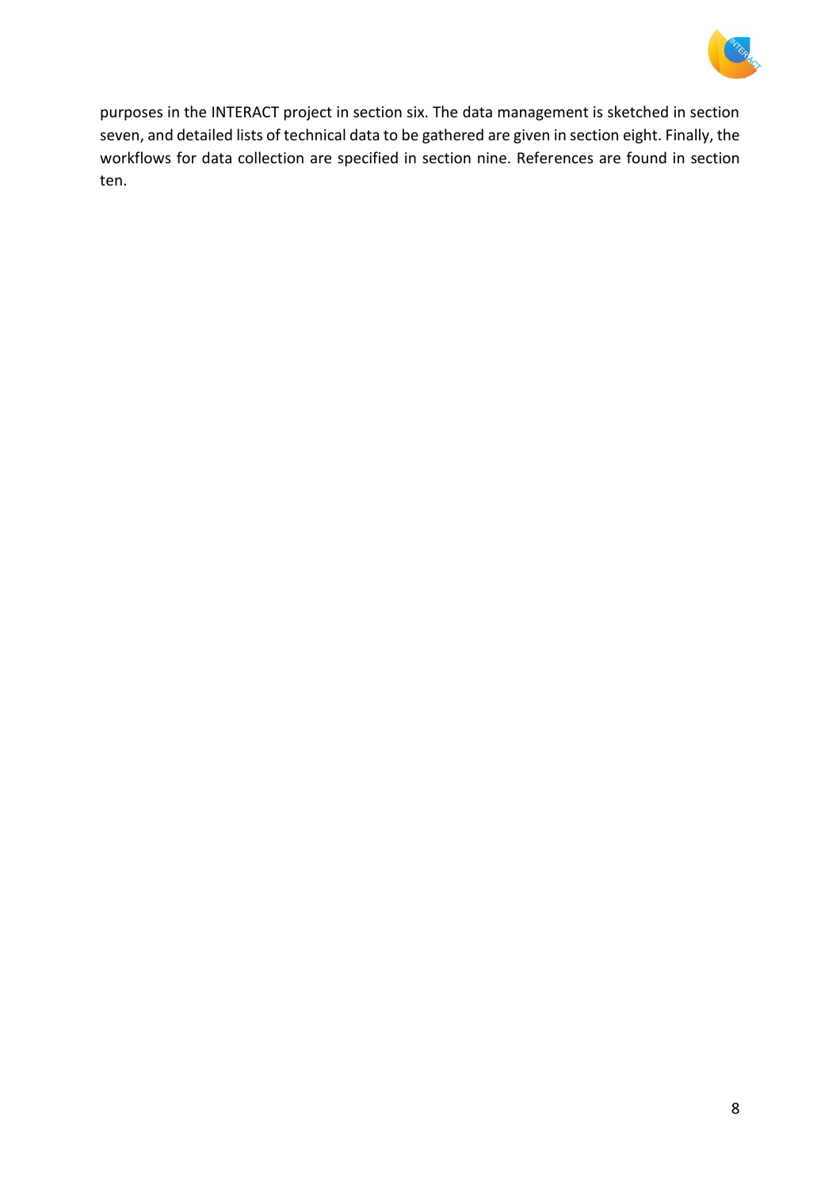purposes in the INTERACT project in section six. The data management is sketched in section seven, and detailed lists of technical data to be gathered are given in section eight. Finally, the workflows for data collection are specified in section nine. References are found in section ten.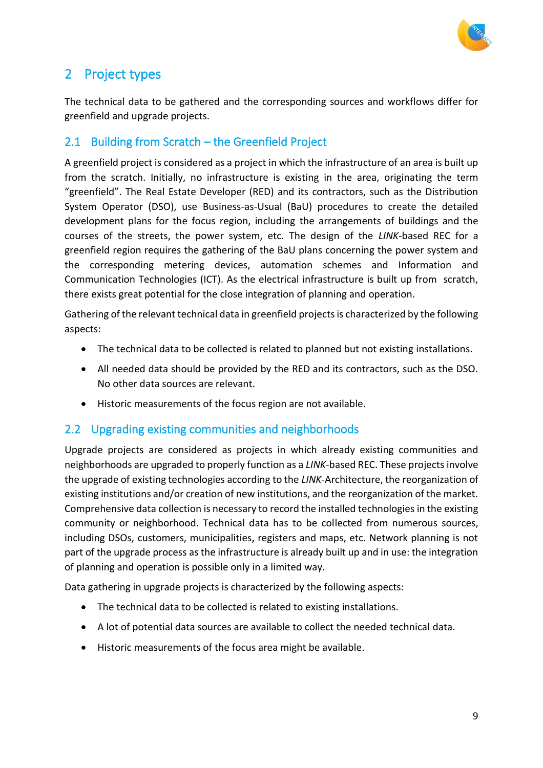# 2 Project types

The technical data to be gathered and the corresponding sources and workflows differ for greenfield and upgrade projects.

## 2.1 Building from Scratch – the Greenfield Project

A greenfield project is considered as a project in which the infrastructure of an area is built up from the scratch. Initially, no infrastructure is existing in the area, originating the term "greenfield". The Real Estate Developer (RED) and its contractors, such as the Distribution System Operator (DSO), use Business-as-Usual (BaU) procedures to create the detailed development plans for the focus region, including the arrangements of buildings and the courses of the streets, the power system, etc. The design of the *LINK*-based REC for a greenfield region requires the gathering of the BaU plans concerning the power system and the corresponding metering devices, automation schemes and Information and Communication Technologies (ICT). As the electrical infrastructure is built up from scratch, there exists great potential for the close integration of planning and operation.

Gathering of the relevant technical data in greenfield projects is characterized by the following aspects:

- The technical data to be collected is related to planned but not existing installations.
- All needed data should be provided by the RED and its contractors, such as the DSO. No other data sources are relevant.
- Historic measurements of the focus region are not available.

## 2.2 Upgrading existing communities and neighborhoods

Upgrade projects are considered as projects in which already existing communities and neighborhoods are upgraded to properly function as a *LINK*-based REC. These projects involve the upgrade of existing technologies according to the *LINK*-Architecture, the reorganization of existing institutions and/or creation of new institutions, and the reorganization of the market. Comprehensive data collection is necessary to record the installed technologies in the existing community or neighborhood. Technical data has to be collected from numerous sources, including DSOs, customers, municipalities, registers and maps, etc. Network planning is not part of the upgrade process as the infrastructure is already built up and in use: the integration of planning and operation is possible only in a limited way.

Data gathering in upgrade projects is characterized by the following aspects:

- The technical data to be collected is related to existing installations.
- A lot of potential data sources are available to collect the needed technical data.
- Historic measurements of the focus area might be available.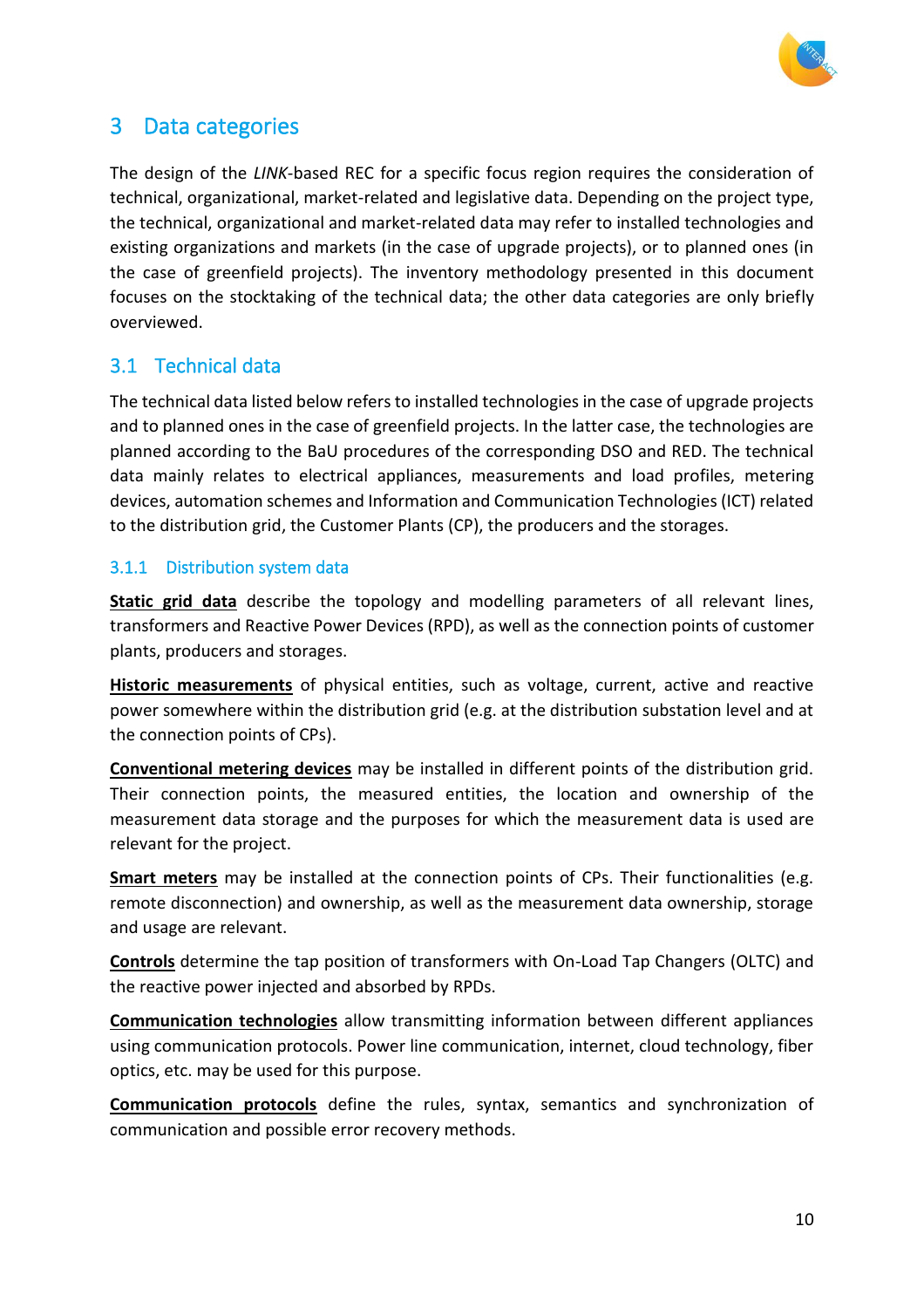# 3 Data categories

The design of the *LINK*-based REC for a specific focus region requires the consideration of technical, organizational, market-related and legislative data. Depending on the project type, the technical, organizational and market-related data may refer to installed technologies and existing organizations and markets (in the case of upgrade projects), or to planned ones (in the case of greenfield projects). The inventory methodology presented in this document focuses on the stocktaking of the technical data; the other data categories are only briefly overviewed.

## 3.1 Technical data

The technical data listed below refers to installed technologies in the case of upgrade projects and to planned ones in the case of greenfield projects. In the latter case, the technologies are planned according to the BaU procedures of the corresponding DSO and RED. The technical data mainly relates to electrical appliances, measurements and load profiles, metering devices, automation schemes and Information and Communication Technologies (ICT) related to the distribution grid, the Customer Plants (CP), the producers and the storages.

### 3.1.1 Distribution system data

**Static grid data** describe the topology and modelling parameters of all relevant lines, transformers and Reactive Power Devices (RPD), as well as the connection points of customer plants, producers and storages.

**Historic measurements** of physical entities, such as voltage, current, active and reactive power somewhere within the distribution grid (e.g. at the distribution substation level and at the connection points of CPs).

**Conventional metering devices** may be installed in different points of the distribution grid. Their connection points, the measured entities, the location and ownership of the measurement data storage and the purposes for which the measurement data is used are relevant for the project.

**Smart meters** may be installed at the connection points of CPs. Their functionalities (e.g. remote disconnection) and ownership, as well as the measurement data ownership, storage and usage are relevant.

**Controls** determine the tap position of transformers with On-Load Tap Changers (OLTC) and the reactive power injected and absorbed by RPDs.

**Communication technologies** allow transmitting information between different appliances using communication protocols. Power line communication, internet, cloud technology, fiber optics, etc. may be used for this purpose.

**Communication protocols** define the rules, syntax, semantics and synchronization of communication and possible error recovery methods.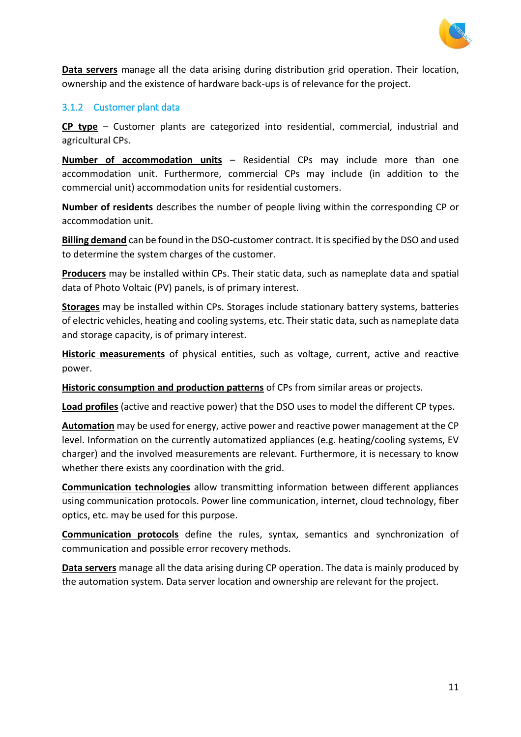**Data servers** manage all the data arising during distribution grid operation. Their location, ownership and the existence of hardware back-ups is of relevance for the project.

### 3.1.2 Customer plant data

**CP type** – Customer plants are categorized into residential, commercial, industrial and agricultural CPs.

**Number of accommodation units** – Residential CPs may include more than one accommodation unit. Furthermore, commercial CPs may include (in addition to the commercial unit) accommodation units for residential customers.

**Number of residents** describes the number of people living within the corresponding CP or accommodation unit.

**Billing demand** can be found in the DSO-customer contract. It is specified by the DSO and used to determine the system charges of the customer.

**Producers** may be installed within CPs. Their static data, such as nameplate data and spatial data of Photo Voltaic (PV) panels, is of primary interest.

**Storages** may be installed within CPs. Storages include stationary battery systems, batteries of electric vehicles, heating and cooling systems, etc. Their static data, such as nameplate data and storage capacity, is of primary interest.

**Historic measurements** of physical entities, such as voltage, current, active and reactive power.

**Historic consumption and production patterns** of CPs from similar areas or projects.

**Load profiles** (active and reactive power) that the DSO uses to model the different CP types.

**Automation** may be used for energy, active power and reactive power management at the CP level. Information on the currently automatized appliances (e.g. heating/cooling systems, EV charger) and the involved measurements are relevant. Furthermore, it is necessary to know whether there exists any coordination with the grid.

**Communication technologies** allow transmitting information between different appliances using communication protocols. Power line communication, internet, cloud technology, fiber optics, etc. may be used for this purpose.

**Communication protocols** define the rules, syntax, semantics and synchronization of communication and possible error recovery methods.

**Data servers** manage all the data arising during CP operation. The data is mainly produced by the automation system. Data server location and ownership are relevant for the project.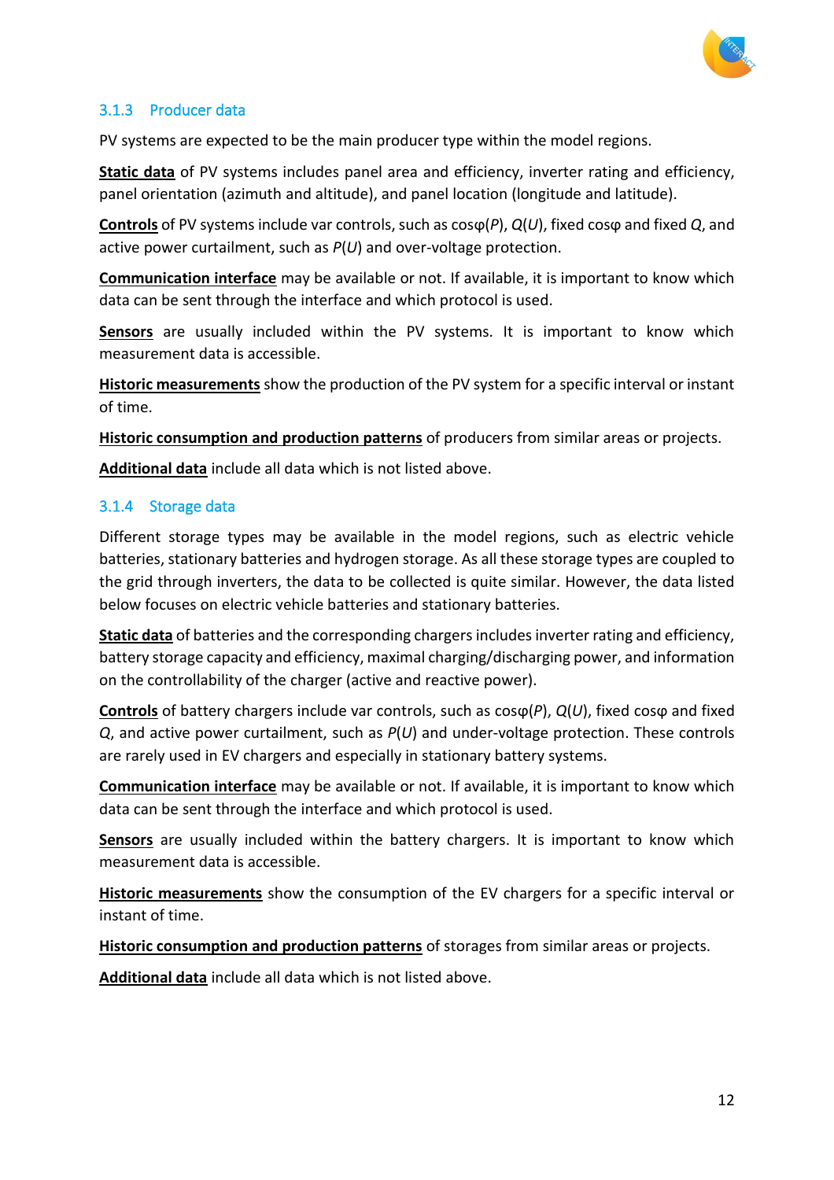### 3.1.3 Producer data

PV systems are expected to be the main producer type within the model regions.

**Static data** of PV systems includes panel area and efficiency, inverter rating and efficiency, panel orientation (azimuth and altitude), and panel location (longitude and latitude).

**Controls** of PV systems include var controls, such as cosφ($P$), $Q$($U$), fixed cosφ and fixed $Q$, and active power curtailment, such as $P$($U$) and over-voltage protection.

**Communication interface** may be available or not. If available, it is important to know which data can be sent through the interface and which protocol is used.

**Sensors** are usually included within the PV systems. It is important to know which measurement data is accessible.

**Historic measurements** show the production of the PV system for a specific interval or instant of time.

**Historic consumption and production patterns** of producers from similar areas or projects.

**Additional data** include all data which is not listed above.

### 3.1.4 Storage data

Different storage types may be available in the model regions, such as electric vehicle batteries, stationary batteries and hydrogen storage. As all these storage types are coupled to the grid through inverters, the data to be collected is quite similar. However, the data listed below focuses on electric vehicle batteries and stationary batteries.

**Static data** of batteries and the corresponding chargers includes inverter rating and efficiency, battery storage capacity and efficiency, maximal charging/discharging power, and information on the controllability of the charger (active and reactive power).

**Controls** of battery chargers include var controls, such as cosφ($P$), $Q$($U$), fixed cosφ and fixed $Q$, and active power curtailment, such as $P$($U$) and under-voltage protection. These controls are rarely used in EV chargers and especially in stationary battery systems.

**Communication interface** may be available or not. If available, it is important to know which data can be sent through the interface and which protocol is used.

**Sensors** are usually included within the battery chargers. It is important to know which measurement data is accessible.

**Historic measurements** show the consumption of the EV chargers for a specific interval or instant of time.

**Historic consumption and production patterns** of storages from similar areas or projects.

**Additional data** include all data which is not listed above.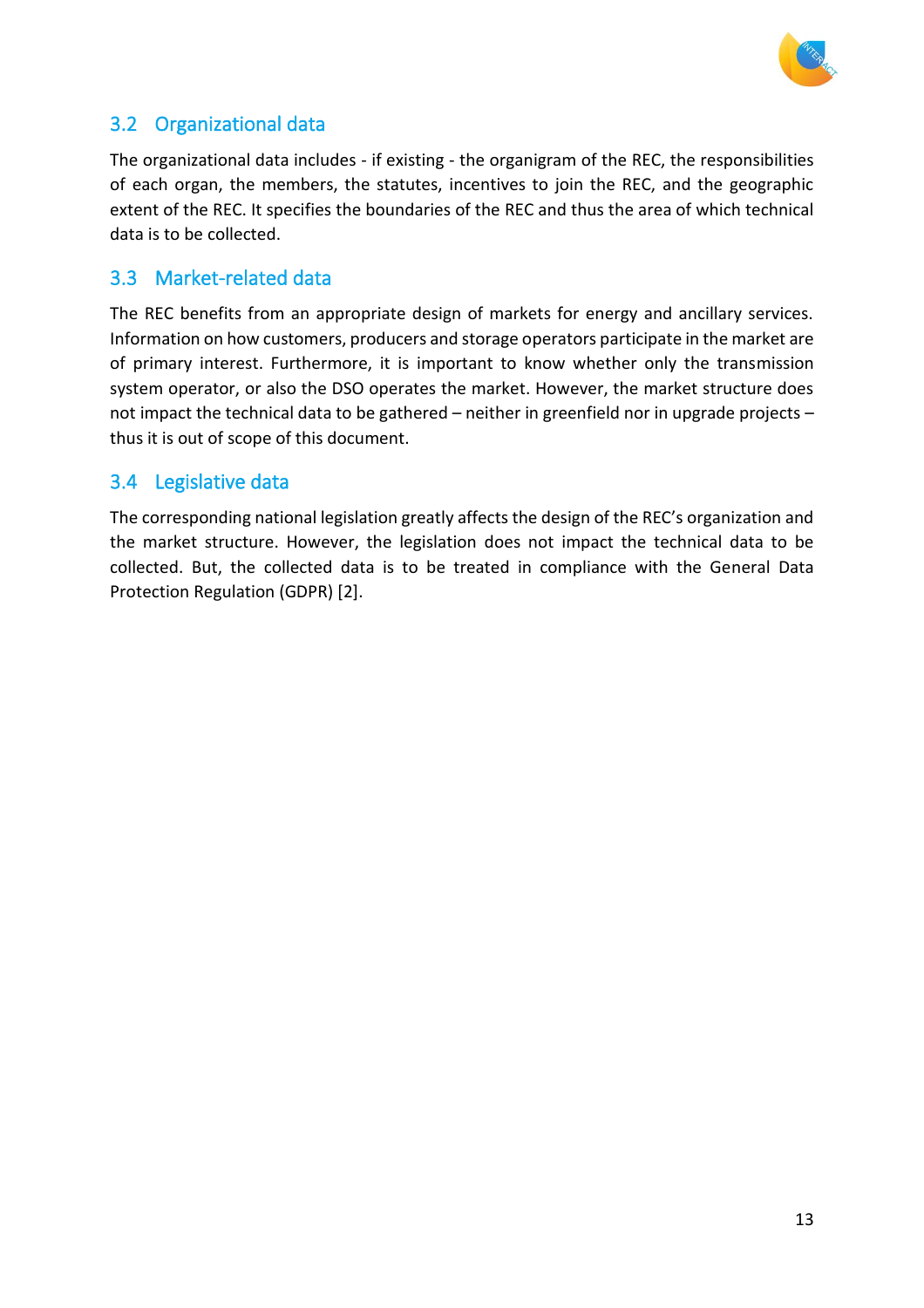## 3.2 Organizational data

The organizational data includes - if existing - the organigram of the REC, the responsibilities of each organ, the members, the statutes, incentives to join the REC, and the geographic extent of the REC. It specifies the boundaries of the REC and thus the area of which technical data is to be collected.

## 3.3 Market-related data

The REC benefits from an appropriate design of markets for energy and ancillary services. Information on how customers, producers and storage operators participate in the market are of primary interest. Furthermore, it is important to know whether only the transmission system operator, or also the DSO operates the market. However, the market structure does not impact the technical data to be gathered – neither in greenfield nor in upgrade projects – thus it is out of scope of this document.

## 3.4 Legislative data

The corresponding national legislation greatly affects the design of the REC's organization and the market structure. However, the legislation does not impact the technical data to be collected. But, the collected data is to be treated in compliance with the General Data Protection Regulation (GDPR) [2].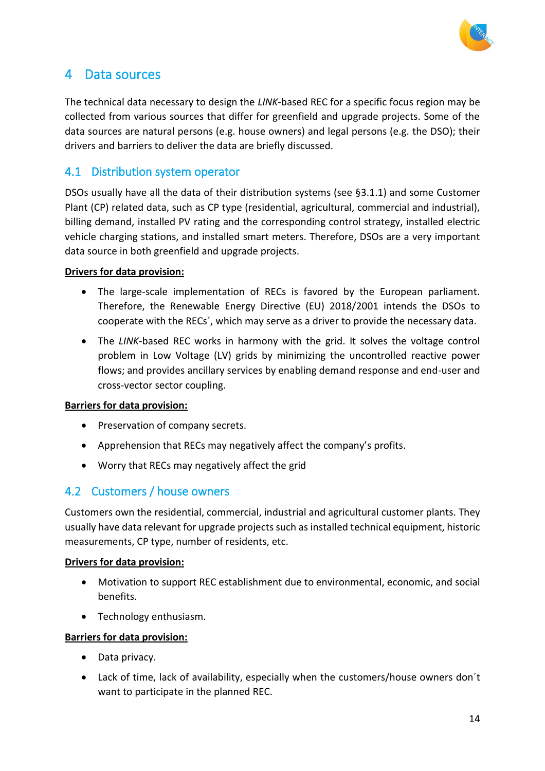# 4 Data sources

The technical data necessary to design the *LINK*-based REC for a specific focus region may be collected from various sources that differ for greenfield and upgrade projects. Some of the data sources are natural persons (e.g. house owners) and legal persons (e.g. the DSO); their drivers and barriers to deliver the data are briefly discussed.

## 4.1 Distribution system operator

DSOs usually have all the data of their distribution systems (see §3.1.1) and some Customer Plant (CP) related data, such as CP type (residential, agricultural, commercial and industrial), billing demand, installed PV rating and the corresponding control strategy, installed electric vehicle charging stations, and installed smart meters. Therefore, DSOs are a very important data source in both greenfield and upgrade projects.

**Drivers for data provision:**

- The large-scale implementation of RECs is favored by the European parliament. Therefore, the Renewable Energy Directive (EU) 2018/2001 intends the DSOs to cooperate with the RECs´, which may serve as a driver to provide the necessary data.
- The *LINK*-based REC works in harmony with the grid. It solves the voltage control problem in Low Voltage (LV) grids by minimizing the uncontrolled reactive power flows; and provides ancillary services by enabling demand response and end-user and cross-vector sector coupling.

**Barriers for data provision:**

- Preservation of company secrets.
- Apprehension that RECs may negatively affect the company's profits.
- Worry that RECs may negatively affect the grid

## 4.2 Customers / house owners

Customers own the residential, commercial, industrial and agricultural customer plants. They usually have data relevant for upgrade projects such as installed technical equipment, historic measurements, CP type, number of residents, etc.

**Drivers for data provision:**

- Motivation to support REC establishment due to environmental, economic, and social benefits.
- Technology enthusiasm.

**Barriers for data provision:**

- Data privacy.
- Lack of time, lack of availability, especially when the customers/house owners don´t want to participate in the planned REC.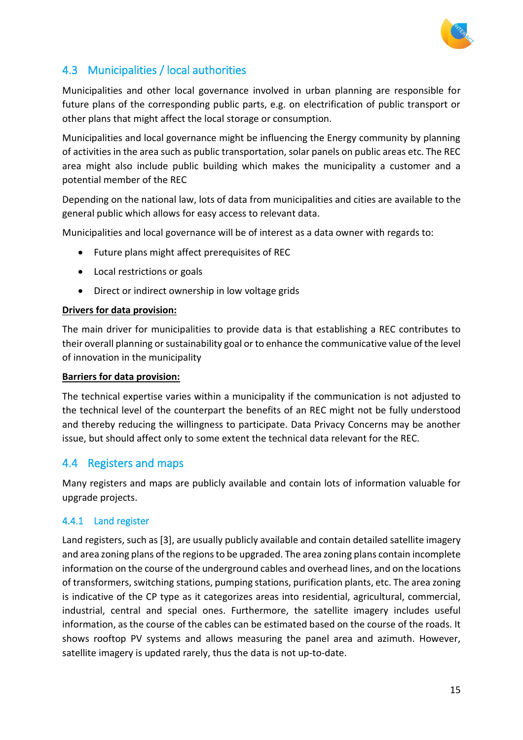## 4.3 Municipalities / local authorities

Municipalities and other local governance involved in urban planning are responsible for future plans of the corresponding public parts, e.g. on electrification of public transport or other plans that might affect the local storage or consumption.

Municipalities and local governance might be influencing the Energy community by planning of activities in the area such as public transportation, solar panels on public areas etc. The REC area might also include public building which makes the municipality a customer and a potential member of the REC

Depending on the national law, lots of data from municipalities and cities are available to the general public which allows for easy access to relevant data.

Municipalities and local governance will be of interest as a data owner with regards to:

- Future plans might affect prerequisites of REC
- Local restrictions or goals
- Direct or indirect ownership in low voltage grids

**Drivers for data provision:**

The main driver for municipalities to provide data is that establishing a REC contributes to their overall planning or sustainability goal or to enhance the communicative value of the level of innovation in the municipality

**Barriers for data provision:**

The technical expertise varies within a municipality if the communication is not adjusted to the technical level of the counterpart the benefits of an REC might not be fully understood and thereby reducing the willingness to participate. Data Privacy Concerns may be another issue, but should affect only to some extent the technical data relevant for the REC.

## 4.4 Registers and maps

Many registers and maps are publicly available and contain lots of information valuable for upgrade projects.

### 4.4.1 Land register

Land registers, such as [3], are usually publicly available and contain detailed satellite imagery and area zoning plans of the regions to be upgraded. The area zoning plans contain incomplete information on the course of the underground cables and overhead lines, and on the locations of transformers, switching stations, pumping stations, purification plants, etc. The area zoning is indicative of the CP type as it categorizes areas into residential, agricultural, commercial, industrial, central and special ones. Furthermore, the satellite imagery includes useful information, as the course of the cables can be estimated based on the course of the roads. It shows rooftop PV systems and allows measuring the panel area and azimuth. However, satellite imagery is updated rarely, thus the data is not up-to-date.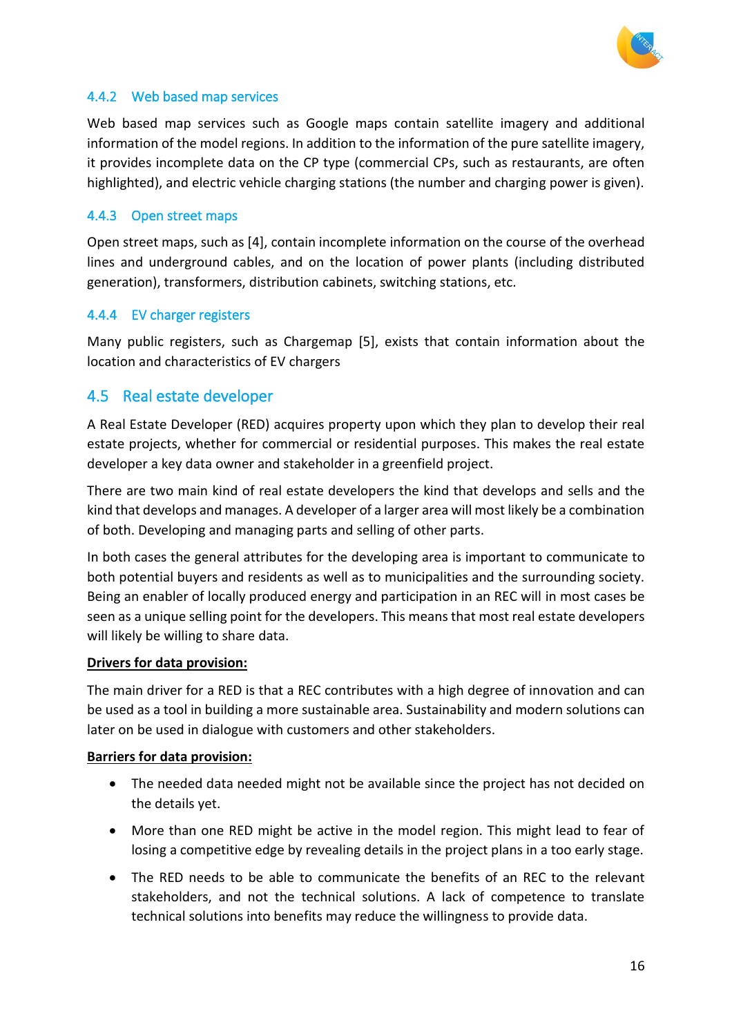### 4.4.2 Web based map services

Web based map services such as Google maps contain satellite imagery and additional information of the model regions. In addition to the information of the pure satellite imagery, it provides incomplete data on the CP type (commercial CPs, such as restaurants, are often highlighted), and electric vehicle charging stations (the number and charging power is given).

### 4.4.3 Open street maps

Open street maps, such as [4], contain incomplete information on the course of the overhead lines and underground cables, and on the location of power plants (including distributed generation), transformers, distribution cabinets, switching stations, etc.

### 4.4.4 EV charger registers

Many public registers, such as Chargemap [5], exists that contain information about the location and characteristics of EV chargers

## 4.5 Real estate developer

A Real Estate Developer (RED) acquires property upon which they plan to develop their real estate projects, whether for commercial or residential purposes. This makes the real estate developer a key data owner and stakeholder in a greenfield project.

There are two main kind of real estate developers the kind that develops and sells and the kind that develops and manages. A developer of a larger area will most likely be a combination of both. Developing and managing parts and selling of other parts.

In both cases the general attributes for the developing area is important to communicate to both potential buyers and residents as well as to municipalities and the surrounding society. Being an enabler of locally produced energy and participation in an REC will in most cases be seen as a unique selling point for the developers. This means that most real estate developers will likely be willing to share data.

**Drivers for data provision:**

The main driver for a RED is that a REC contributes with a high degree of innovation and can be used as a tool in building a more sustainable area. Sustainability and modern solutions can later on be used in dialogue with customers and other stakeholders.

**Barriers for data provision:**

- The needed data needed might not be available since the project has not decided on the details yet.
- More than one RED might be active in the model region. This might lead to fear of losing a competitive edge by revealing details in the project plans in a too early stage.
- The RED needs to be able to communicate the benefits of an REC to the relevant stakeholders, and not the technical solutions. A lack of competence to translate technical solutions into benefits may reduce the willingness to provide data.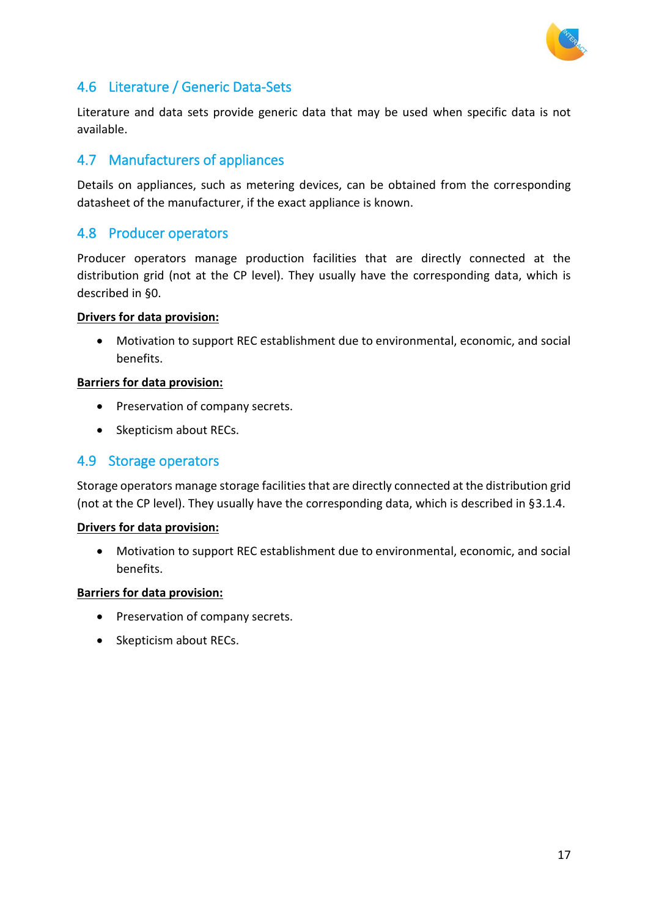## 4.6 Literature / Generic Data-Sets

Literature and data sets provide generic data that may be used when specific data is not available.

## 4.7 Manufacturers of appliances

Details on appliances, such as metering devices, can be obtained from the corresponding datasheet of the manufacturer, if the exact appliance is known.

## 4.8 Producer operators

Producer operators manage production facilities that are directly connected at the distribution grid (not at the CP level). They usually have the corresponding data, which is described in §0.

**Drivers for data provision:**

- Motivation to support REC establishment due to environmental, economic, and social benefits.

**Barriers for data provision:**

- Preservation of company secrets.
- Skepticism about RECs.

## 4.9 Storage operators

Storage operators manage storage facilities that are directly connected at the distribution grid (not at the CP level). They usually have the corresponding data, which is described in §3.1.4.

**Drivers for data provision:**

- Motivation to support REC establishment due to environmental, economic, and social benefits.

**Barriers for data provision:**

- Preservation of company secrets.
- Skepticism about RECs.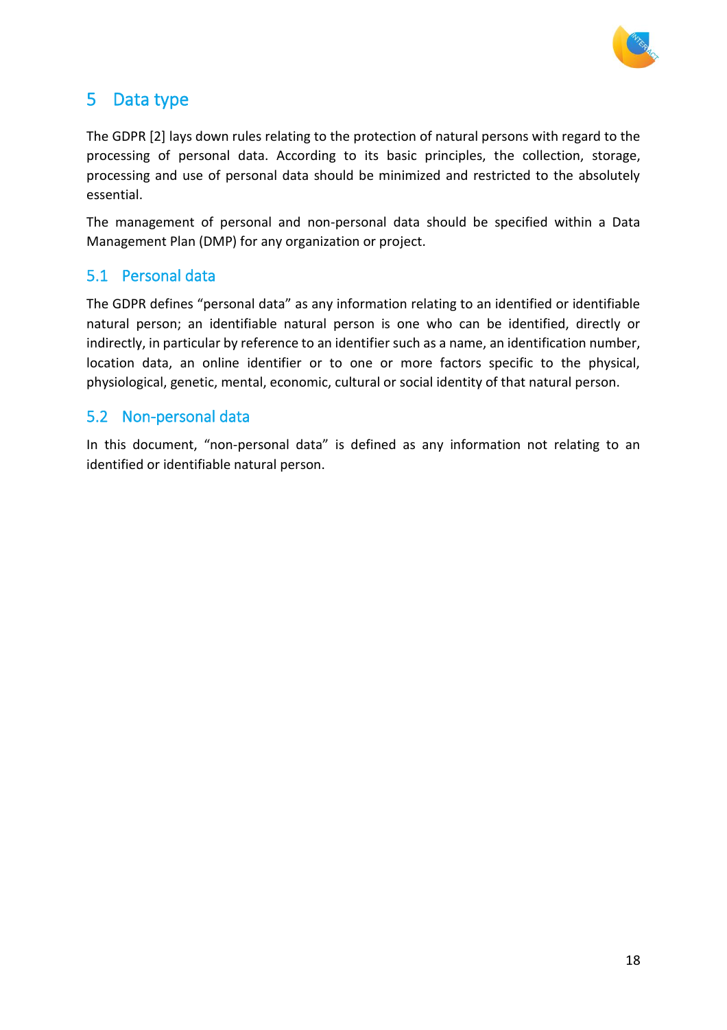# 5 Data type

The GDPR [2] lays down rules relating to the protection of natural persons with regard to the processing of personal data. According to its basic principles, the collection, storage, processing and use of personal data should be minimized and restricted to the absolutely essential.

The management of personal and non-personal data should be specified within a Data Management Plan (DMP) for any organization or project.

## 5.1 Personal data

The GDPR defines “personal data” as any information relating to an identified or identifiable natural person; an identifiable natural person is one who can be identified, directly or indirectly, in particular by reference to an identifier such as a name, an identification number, location data, an online identifier or to one or more factors specific to the physical, physiological, genetic, mental, economic, cultural or social identity of that natural person.

## 5.2 Non-personal data

In this document, “non-personal data” is defined as any information not relating to an identified or identifiable natural person.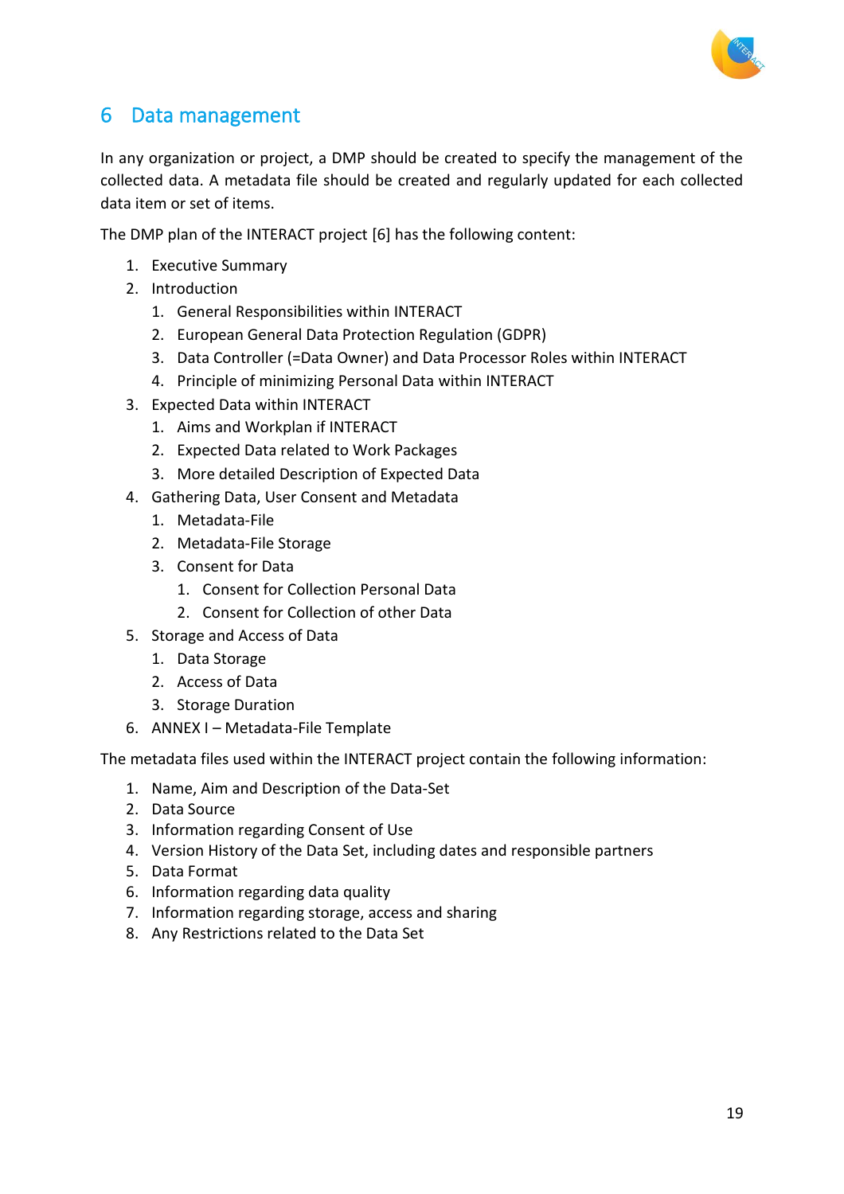# 6 Data management

In any organization or project, a DMP should be created to specify the management of the collected data. A metadata file should be created and regularly updated for each collected data item or set of items.

The DMP plan of the INTERACT project [6] has the following content:

1. Executive Summary
2. Introduction
   1. General Responsibilities within INTERACT
   2. European General Data Protection Regulation (GDPR)
   3. Data Controller (=Data Owner) and Data Processor Roles within INTERACT
   4. Principle of minimizing Personal Data within INTERACT
3. Expected Data within INTERACT
   1. Aims and Workplan if INTERACT
   2. Expected Data related to Work Packages
   3. More detailed Description of Expected Data
4. Gathering Data, User Consent and Metadata
   1. Metadata-File
   2. Metadata-File Storage
   3. Consent for Data
      1. Consent for Collection Personal Data
      2. Consent for Collection of other Data
5. Storage and Access of Data
   1. Data Storage
   2. Access of Data
   3. Storage Duration
6. ANNEX I – Metadata-File Template

The metadata files used within the INTERACT project contain the following information:

1. Name, Aim and Description of the Data-Set
2. Data Source
3. Information regarding Consent of Use
4. Version History of the Data Set, including dates and responsible partners
5. Data Format
6. Information regarding data quality
7. Information regarding storage, access and sharing
8. Any Restrictions related to the Data Set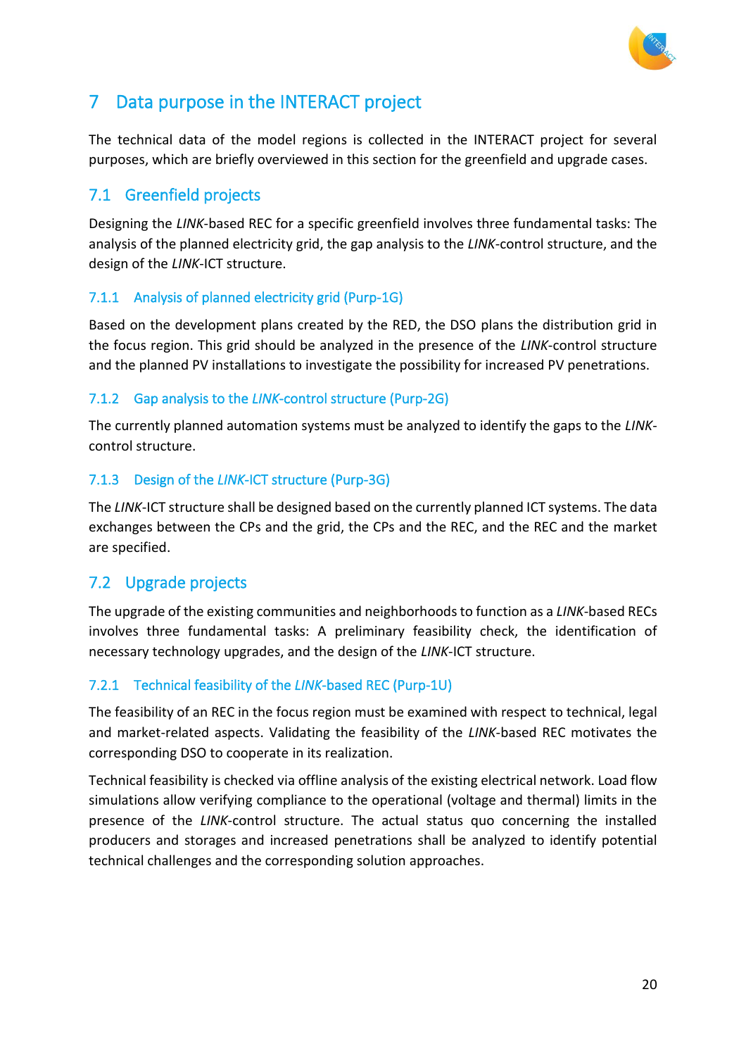# 7 Data purpose in the INTERACT project

The technical data of the model regions is collected in the INTERACT project for several purposes, which are briefly overviewed in this section for the greenfield and upgrade cases.

## 7.1 Greenfield projects

Designing the *LINK*-based REC for a specific greenfield involves three fundamental tasks: The analysis of the planned electricity grid, the gap analysis to the *LINK*-control structure, and the design of the *LINK*-ICT structure.

### 7.1.1 Analysis of planned electricity grid (Purp-1G)

Based on the development plans created by the RED, the DSO plans the distribution grid in the focus region. This grid should be analyzed in the presence of the *LINK*-control structure and the planned PV installations to investigate the possibility for increased PV penetrations.

### 7.1.2 Gap analysis to the *LINK*-control structure (Purp-2G)

The currently planned automation systems must be analyzed to identify the gaps to the *LINK*-control structure.

### 7.1.3 Design of the *LINK*-ICT structure (Purp-3G)

The *LINK*-ICT structure shall be designed based on the currently planned ICT systems. The data exchanges between the CPs and the grid, the CPs and the REC, and the REC and the market are specified.

## 7.2 Upgrade projects

The upgrade of the existing communities and neighborhoods to function as a *LINK*-based RECs involves three fundamental tasks: A preliminary feasibility check, the identification of necessary technology upgrades, and the design of the *LINK*-ICT structure.

### 7.2.1 Technical feasibility of the *LINK*-based REC (Purp-1U)

The feasibility of an REC in the focus region must be examined with respect to technical, legal and market-related aspects. Validating the feasibility of the *LINK*-based REC motivates the corresponding DSO to cooperate in its realization.

Technical feasibility is checked via offline analysis of the existing electrical network. Load flow simulations allow verifying compliance to the operational (voltage and thermal) limits in the presence of the *LINK*-control structure. The actual status quo concerning the installed producers and storages and increased penetrations shall be analyzed to identify potential technical challenges and the corresponding solution approaches.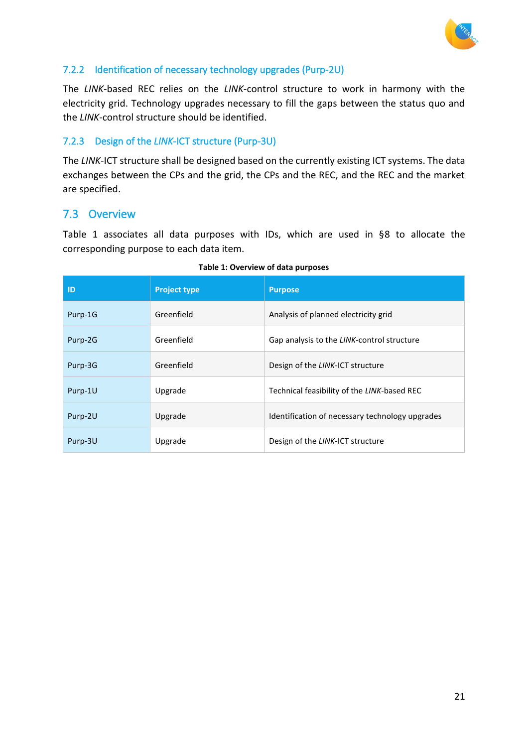### 7.2.2 Identification of necessary technology upgrades (Purp-2U)

The *LINK*-based REC relies on the *LINK*-control structure to work in harmony with the electricity grid. Technology upgrades necessary to fill the gaps between the status quo and the *LINK*-control structure should be identified.

### 7.2.3 Design of the *LINK*-ICT structure (Purp-3U)

The *LINK*-ICT structure shall be designed based on the currently existing ICT systems. The data exchanges between the CPs and the grid, the CPs and the REC, and the REC and the market are specified.

## 7.3 Overview

Table 1 associates all data purposes with IDs, which are used in §8 to allocate the corresponding purpose to each data item.

**Table 1: Overview of data purposes**

| ID | Project type | Purpose |
|---|---|---|
| Purp-1G | Greenfield | Analysis of planned electricity grid |
| Purp-2G | Greenfield | Gap analysis to the *LINK*-control structure |
| Purp-3G | Greenfield | Design of the *LINK*-ICT structure |
| Purp-1U | Upgrade | Technical feasibility of the *LINK*-based REC |
| Purp-2U | Upgrade | Identification of necessary technology upgrades |
| Purp-3U | Upgrade | Design of the *LINK*-ICT structure |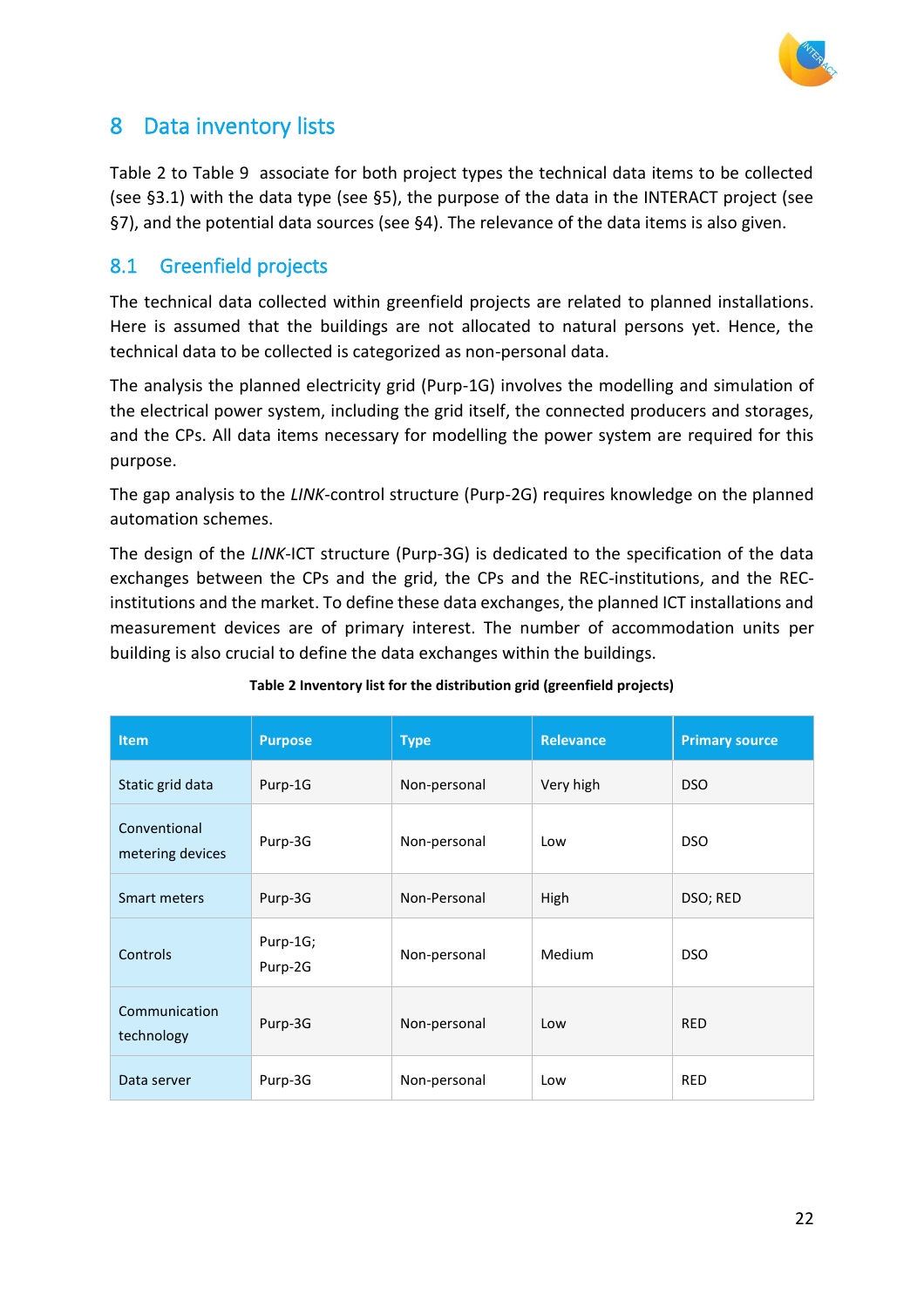# 8 Data inventory lists

Table 2 to Table 9 associate for both project types the technical data items to be collected (see §3.1) with the data type (see §5), the purpose of the data in the INTERACT project (see §7), and the potential data sources (see §4). The relevance of the data items is also given.

## 8.1 Greenfield projects

The technical data collected within greenfield projects are related to planned installations. Here is assumed that the buildings are not allocated to natural persons yet. Hence, the technical data to be collected is categorized as non-personal data.

The analysis the planned electricity grid (Purp-1G) involves the modelling and simulation of the electrical power system, including the grid itself, the connected producers and storages, and the CPs. All data items necessary for modelling the power system are required for this purpose.

The gap analysis to the *LINK*-control structure (Purp-2G) requires knowledge on the planned automation schemes.

The design of the *LINK*-ICT structure (Purp-3G) is dedicated to the specification of the data exchanges between the CPs and the grid, the CPs and the REC-institutions, and the REC-institutions and the market. To define these data exchanges, the planned ICT installations and measurement devices are of primary interest. The number of accommodation units per building is also crucial to define the data exchanges within the buildings.

**Table 2 Inventory list for the distribution grid (greenfield projects)**

| Item | Purpose | Type | Relevance | Primary source |
|---|---|---|---|---|
| Static grid data | Purp-1G | Non-personal | Very high | DSO |
| Conventional metering devices | Purp-3G | Non-personal | Low | DSO |
| Smart meters | Purp-3G | Non-Personal | High | DSO; RED |
| Controls | Purp-1G; Purp-2G | Non-personal | Medium | DSO |
| Communication technology | Purp-3G | Non-personal | Low | RED |
| Data server | Purp-3G | Non-personal | Low | RED |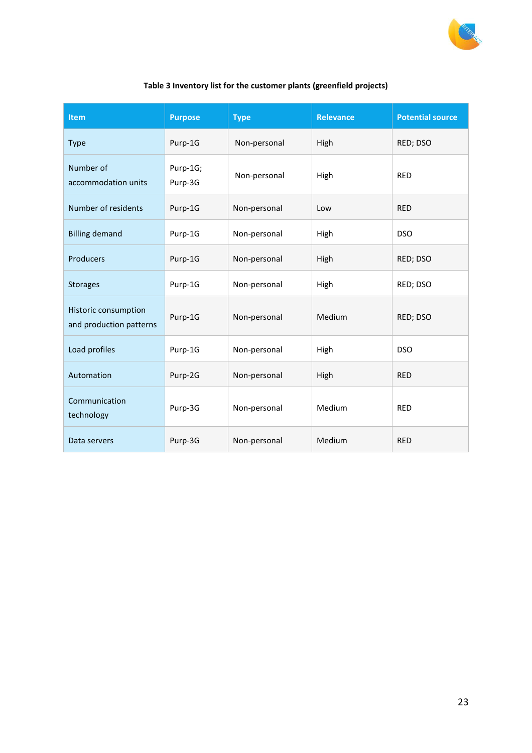**Table 3 Inventory list for the customer plants (greenfield projects)**

| Item | Purpose | Type | Relevance | Potential source |
|---|---|---|---|---|
| Type | Purp-1G | Non-personal | High | RED; DSO |
| Number of accommodation units | Purp-1G; Purp-3G | Non-personal | High | RED |
| Number of residents | Purp-1G | Non-personal | Low | RED |
| Billing demand | Purp-1G | Non-personal | High | DSO |
| Producers | Purp-1G | Non-personal | High | RED; DSO |
| Storages | Purp-1G | Non-personal | High | RED; DSO |
| Historic consumption and production patterns | Purp-1G | Non-personal | Medium | RED; DSO |
| Load profiles | Purp-1G | Non-personal | High | DSO |
| Automation | Purp-2G | Non-personal | High | RED |
| Communication technology | Purp-3G | Non-personal | Medium | RED |
| Data servers | Purp-3G | Non-personal | Medium | RED |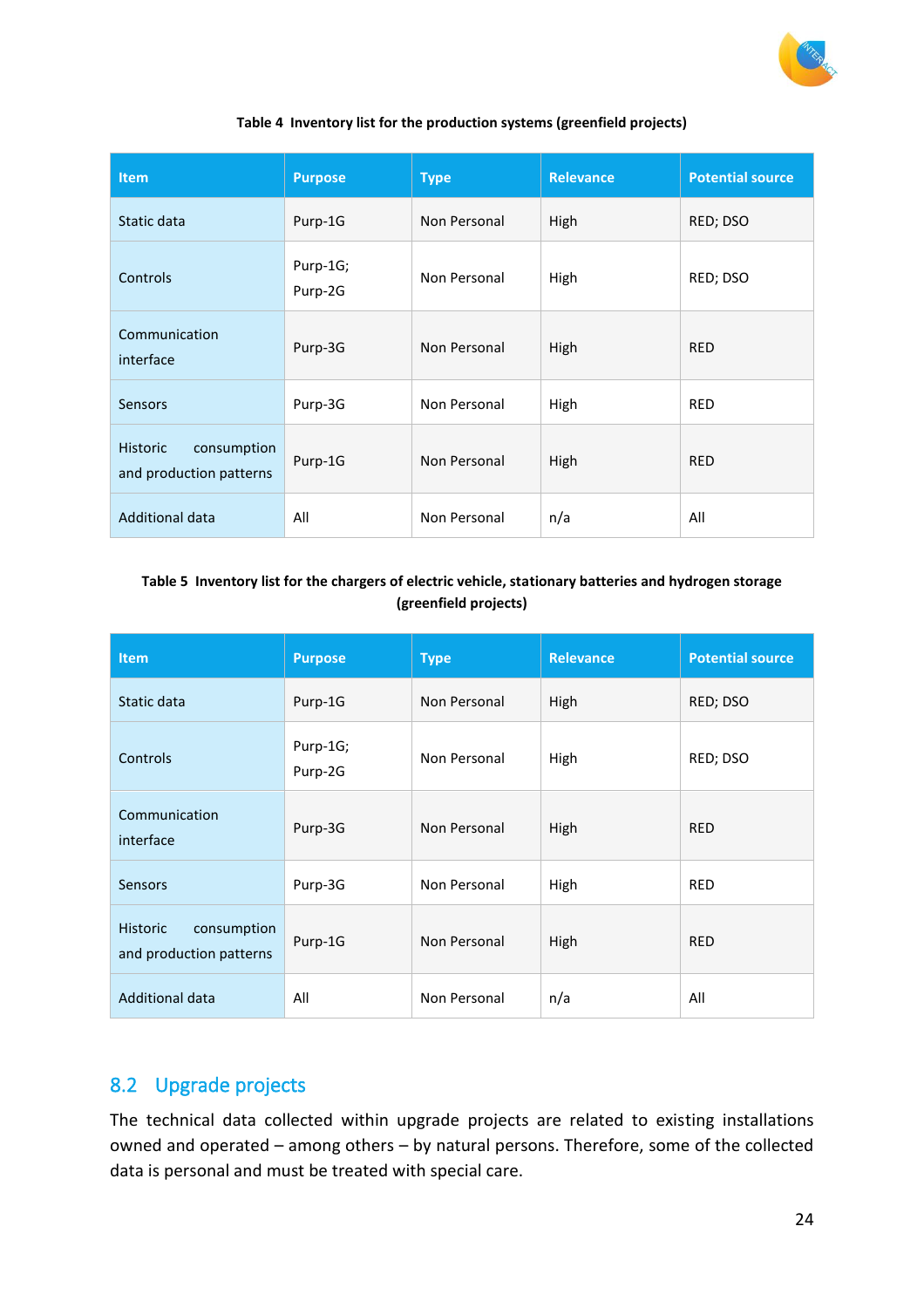**Table 4 Inventory list for the production systems (greenfield projects)**

| Item | Purpose | Type | Relevance | Potential source |
|---|---|---|---|---|
| Static data | Purp-1G | Non Personal | High | RED; DSO |
| Controls | Purp-1G; Purp-2G | Non Personal | High | RED; DSO |
| Communication interface | Purp-3G | Non Personal | High | RED |
| Sensors | Purp-3G | Non Personal | High | RED |
| Historic consumption and production patterns | Purp-1G | Non Personal | High | RED |
| Additional data | All | Non Personal | n/a | All |

**Table 5 Inventory list for the chargers of electric vehicle, stationary batteries and hydrogen storage (greenfield projects)**

| Item | Purpose | Type | Relevance | Potential source |
|---|---|---|---|---|
| Static data | Purp-1G | Non Personal | High | RED; DSO |
| Controls | Purp-1G; Purp-2G | Non Personal | High | RED; DSO |
| Communication interface | Purp-3G | Non Personal | High | RED |
| Sensors | Purp-3G | Non Personal | High | RED |
| Historic consumption and production patterns | Purp-1G | Non Personal | High | RED |
| Additional data | All | Non Personal | n/a | All |

## 8.2 Upgrade projects

The technical data collected within upgrade projects are related to existing installations owned and operated – among others – by natural persons. Therefore, some of the collected data is personal and must be treated with special care.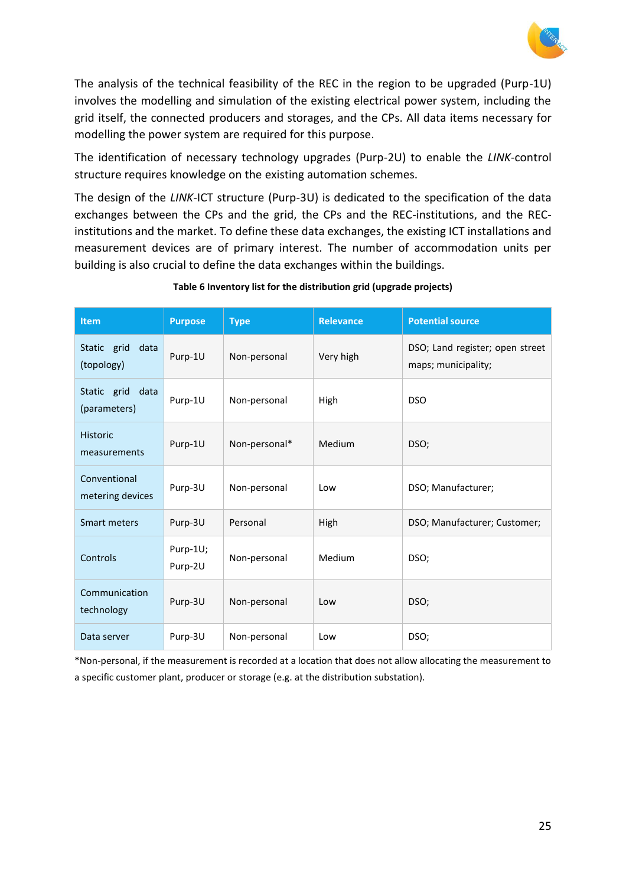The analysis of the technical feasibility of the REC in the region to be upgraded (Purp-1U) involves the modelling and simulation of the existing electrical power system, including the grid itself, the connected producers and storages, and the CPs. All data items necessary for modelling the power system are required for this purpose.

The identification of necessary technology upgrades (Purp-2U) to enable the *LINK*-control structure requires knowledge on the existing automation schemes.

The design of the *LINK*-ICT structure (Purp-3U) is dedicated to the specification of the data exchanges between the CPs and the grid, the CPs and the REC-institutions, and the REC-institutions and the market. To define these data exchanges, the existing ICT installations and measurement devices are of primary interest. The number of accommodation units per building is also crucial to define the data exchanges within the buildings.

**Table 6 Inventory list for the distribution grid (upgrade projects)**

| Item | Purpose | Type | Relevance | Potential source |
|---|---|---|---|---|
| Static grid data (topology) | Purp-1U | Non-personal | Very high | DSO; Land register; open street maps; municipality; |
| Static grid data (parameters) | Purp-1U | Non-personal | High | DSO |
| Historic measurements | Purp-1U | Non-personal* | Medium | DSO; |
| Conventional metering devices | Purp-3U | Non-personal | Low | DSO; Manufacturer; |
| Smart meters | Purp-3U | Personal | High | DSO; Manufacturer; Customer; |
| Controls | Purp-1U; Purp-2U | Non-personal | Medium | DSO; |
| Communication technology | Purp-3U | Non-personal | Low | DSO; |
| Data server | Purp-3U | Non-personal | Low | DSO; |

*Non-personal, if the measurement is recorded at a location that does not allow allocating the measurement to a specific customer plant, producer or storage (e.g. at the distribution substation).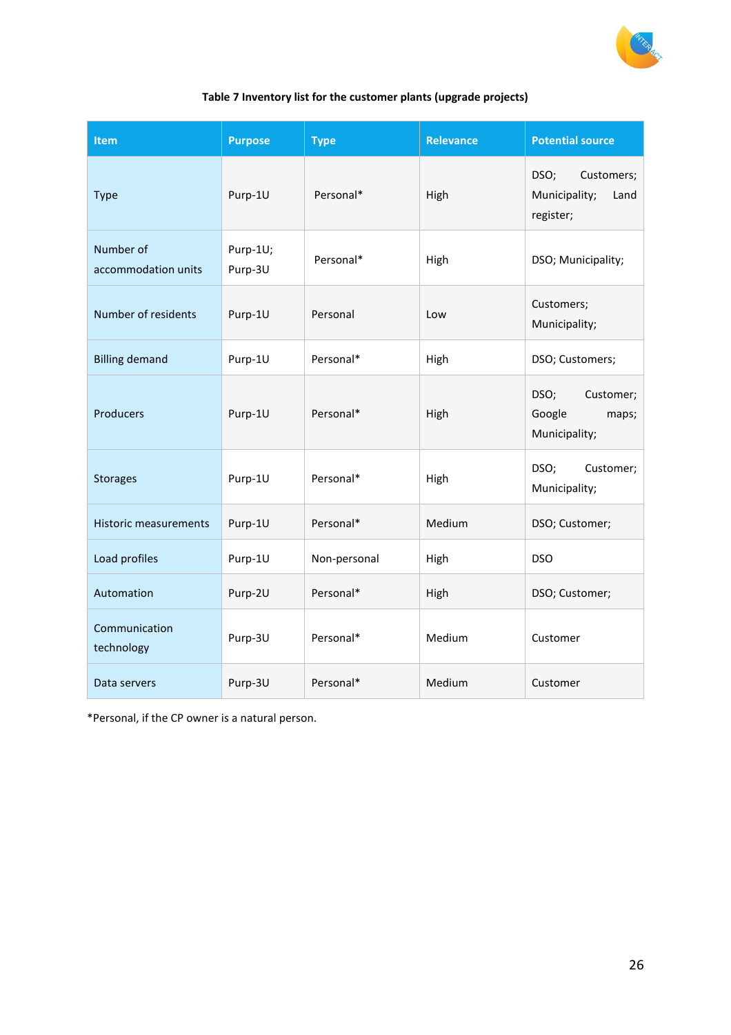**Table 7 Inventory list for the customer plants (upgrade projects)**

| Item | Purpose | Type | Relevance | Potential source |
|---|---|---|---|---|
| Type | Purp-1U | Personal* | High | DSO; Customers; Municipality; Land register; |
| Number of accommodation units | Purp-1U; Purp-3U | Personal* | High | DSO; Municipality; |
| Number of residents | Purp-1U | Personal | Low | Customers; Municipality; |
| Billing demand | Purp-1U | Personal* | High | DSO; Customers; |
| Producers | Purp-1U | Personal* | High | DSO; Customer; Google maps; Municipality; |
| Storages | Purp-1U | Personal* | High | DSO; Customer; Municipality; |
| Historic measurements | Purp-1U | Personal* | Medium | DSO; Customer; |
| Load profiles | Purp-1U | Non-personal | High | DSO |
| Automation | Purp-2U | Personal* | High | DSO; Customer; |
| Communication technology | Purp-3U | Personal* | Medium | Customer |
| Data servers | Purp-3U | Personal* | Medium | Customer |

*Personal, if the CP owner is a natural person.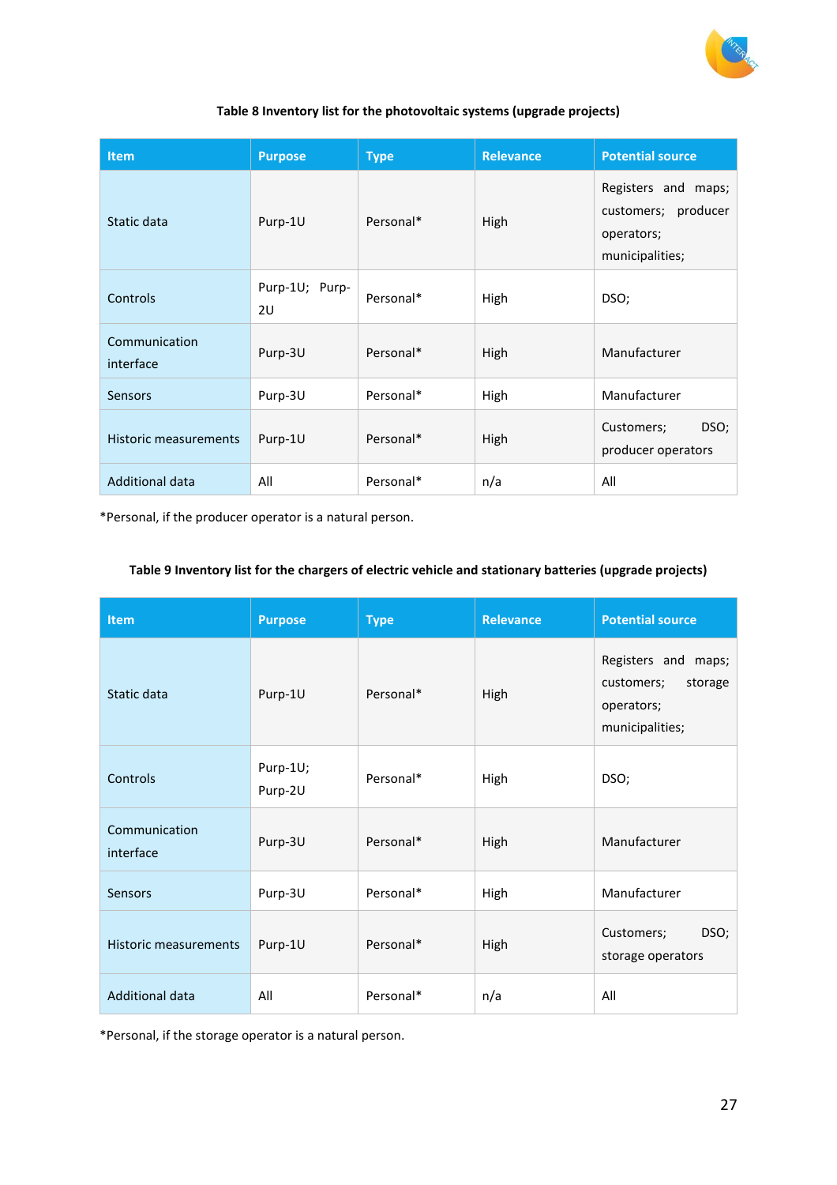**Table 8 Inventory list for the photovoltaic systems (upgrade projects)**

| Item | Purpose | Type | Relevance | Potential source |
|---|---|---|---|---|
| Static data | Purp-1U | Personal* | High | Registers and maps; customers; producer operators; municipalities; |
| Controls | Purp-1U; Purp-2U | Personal* | High | DSO; |
| Communication interface | Purp-3U | Personal* | High | Manufacturer |
| Sensors | Purp-3U | Personal* | High | Manufacturer |
| Historic measurements | Purp-1U | Personal* | High | Customers; DSO; producer operators |
| Additional data | All | Personal* | n/a | All |

*Personal, if the producer operator is a natural person.

**Table 9 Inventory list for the chargers of electric vehicle and stationary batteries (upgrade projects)**

| Item | Purpose | Type | Relevance | Potential source |
|---|---|---|---|---|
| Static data | Purp-1U | Personal* | High | Registers and maps; customers; storage operators; municipalities; |
| Controls | Purp-1U; Purp-2U | Personal* | High | DSO; |
| Communication interface | Purp-3U | Personal* | High | Manufacturer |
| Sensors | Purp-3U | Personal* | High | Manufacturer |
| Historic measurements | Purp-1U | Personal* | High | Customers; DSO; storage operators |
| Additional data | All | Personal* | n/a | All |

*Personal, if the storage operator is a natural person.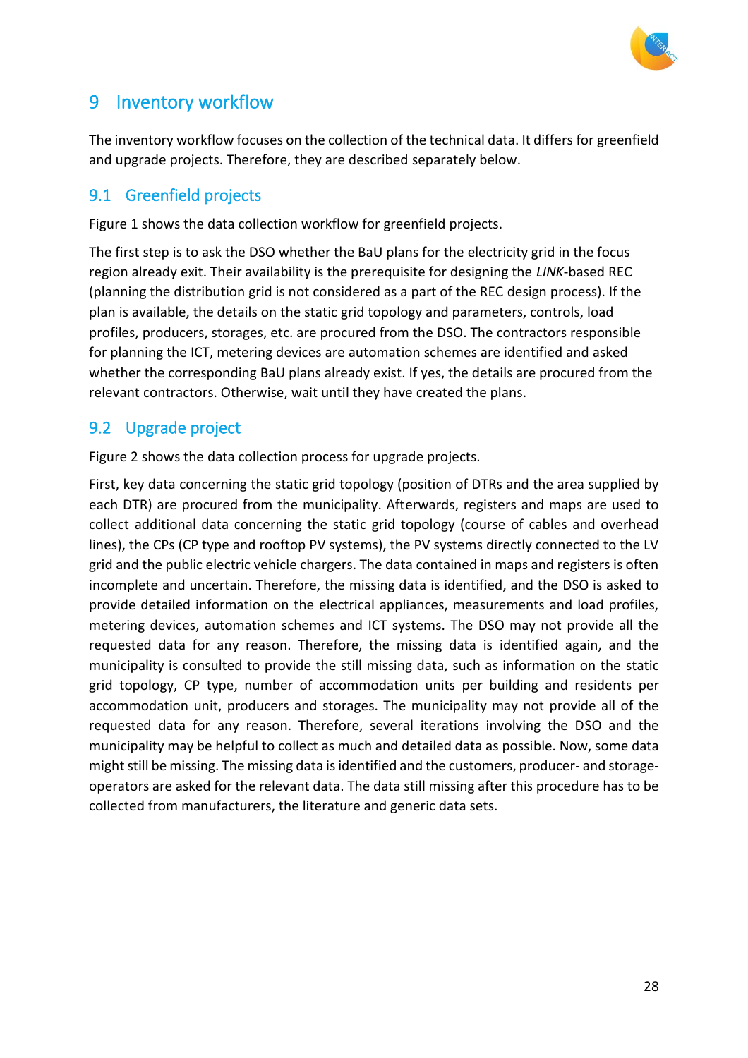# 9 Inventory workflow

The inventory workflow focuses on the collection of the technical data. It differs for greenfield and upgrade projects. Therefore, they are described separately below.

## 9.1 Greenfield projects

Figure 1 shows the data collection workflow for greenfield projects.

The first step is to ask the DSO whether the BaU plans for the electricity grid in the focus region already exit. Their availability is the prerequisite for designing the *LINK*-based REC (planning the distribution grid is not considered as a part of the REC design process). If the plan is available, the details on the static grid topology and parameters, controls, load profiles, producers, storages, etc. are procured from the DSO. The contractors responsible for planning the ICT, metering devices are automation schemes are identified and asked whether the corresponding BaU plans already exist. If yes, the details are procured from the relevant contractors. Otherwise, wait until they have created the plans.

## 9.2 Upgrade project

Figure 2 shows the data collection process for upgrade projects.

First, key data concerning the static grid topology (position of DTRs and the area supplied by each DTR) are procured from the municipality. Afterwards, registers and maps are used to collect additional data concerning the static grid topology (course of cables and overhead lines), the CPs (CP type and rooftop PV systems), the PV systems directly connected to the LV grid and the public electric vehicle chargers. The data contained in maps and registers is often incomplete and uncertain. Therefore, the missing data is identified, and the DSO is asked to provide detailed information on the electrical appliances, measurements and load profiles, metering devices, automation schemes and ICT systems. The DSO may not provide all the requested data for any reason. Therefore, the missing data is identified again, and the municipality is consulted to provide the still missing data, such as information on the static grid topology, CP type, number of accommodation units per building and residents per accommodation unit, producers and storages. The municipality may not provide all of the requested data for any reason. Therefore, several iterations involving the DSO and the municipality may be helpful to collect as much and detailed data as possible. Now, some data might still be missing. The missing data is identified and the customers, producer- and storage-operators are asked for the relevant data. The data still missing after this procedure has to be collected from manufacturers, the literature and generic data sets.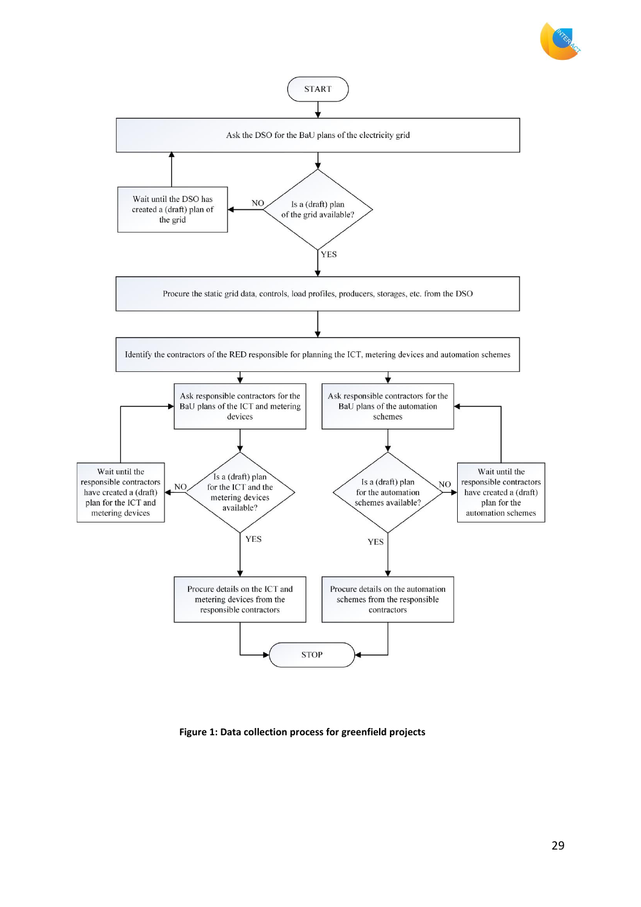START

Ask the DSO for the BaU plans of the electricity grid

Is a (draft) plan of the grid available?

NO → Wait until the DSO has created a (draft) plan of the grid

YES

Procure the static grid data, controls, load profiles, producers, storages, etc. from the DSO

Identify the contractors of the RED responsible for planning the ICT, metering devices and automation schemes

Ask responsible contractors for the BaU plans of the ICT and metering devices

Is a (draft) plan for the ICT and the metering devices available?

NO → Wait until the responsible contractors have created a (draft) plan for the ICT and metering devices

YES

Procure details on the ICT and metering devices from the responsible contractors

Ask responsible contractors for the BaU plans of the automation schemes

Is a (draft) plan for the automation schemes available?

NO → Wait until the responsible contractors have created a (draft) plan for the automation schemes

YES

Procure details on the automation schemes from the responsible contractors

STOP

**Figure 1: Data collection process for greenfield projects**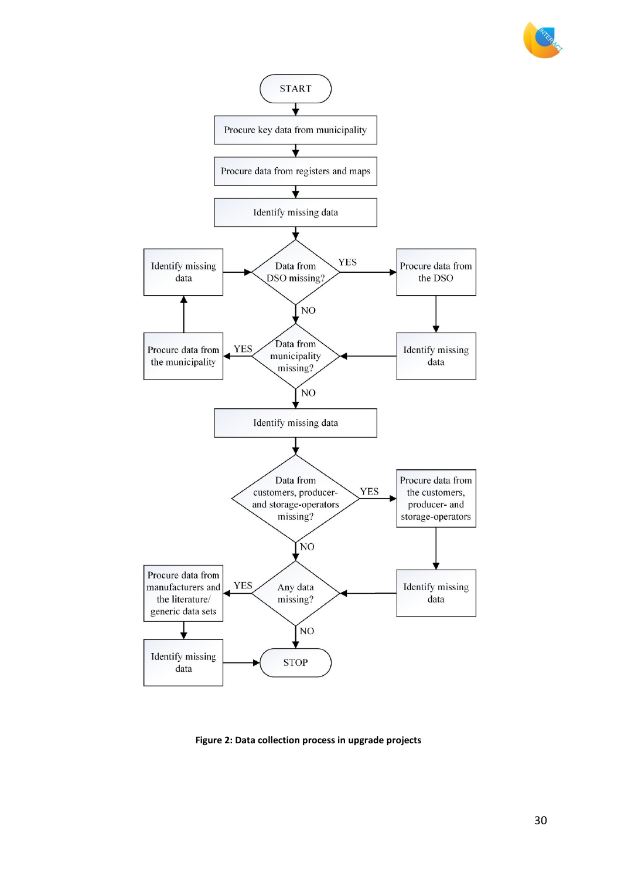START

Procure key data from municipality

Procure data from registers and maps

Identify missing data

Data from DSO missing?
- YES → Procure data from the DSO → Identify missing data → Data from municipality missing?
- NO → Data from municipality missing?

Data from municipality missing?
- YES → Procure data from the municipality → Identify missing data → Data from DSO missing?
- NO → Identify missing data

Data from customers, producer- and storage-operators missing?
- YES → Procure data from the customers, producer- and storage-operators → Identify missing data → Any data missing?
- NO → Any data missing?

Any data missing?
- YES → Procure data from manufacturers and the literature/ generic data sets → Identify missing data → STOP
- NO → STOP

**Figure 2: Data collection process in upgrade projects**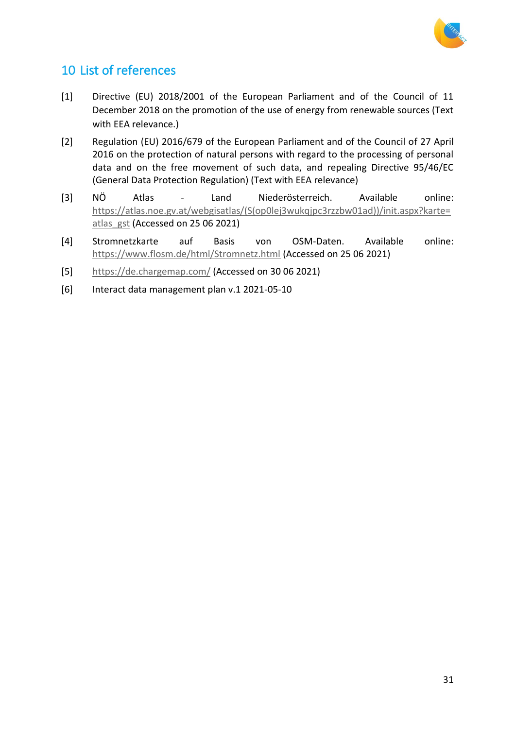# 10 List of references

[1] Directive (EU) 2018/2001 of the European Parliament and of the Council of 11 December 2018 on the promotion of the use of energy from renewable sources (Text with EEA relevance.)

[2] Regulation (EU) 2016/679 of the European Parliament and of the Council of 27 April 2016 on the protection of natural persons with regard to the processing of personal data and on the free movement of such data, and repealing Directive 95/46/EC (General Data Protection Regulation) (Text with EEA relevance)

[3] NÖ Atlas - Land Niederösterreich. Available online: https://atlas.noe.gv.at/webgisatlas/(S(op0lej3wukqjpc3rzzbw01ad))/init.aspx?karte=atlas_gst (Accessed on 25 06 2021)

[4] Stromnetzkarte auf Basis von OSM-Daten. Available online: https://www.flosm.de/html/Stromnetz.html (Accessed on 25 06 2021)

[5] https://de.chargemap.com/ (Accessed on 30 06 2021)

[6] Interact data management plan v.1 2021-05-10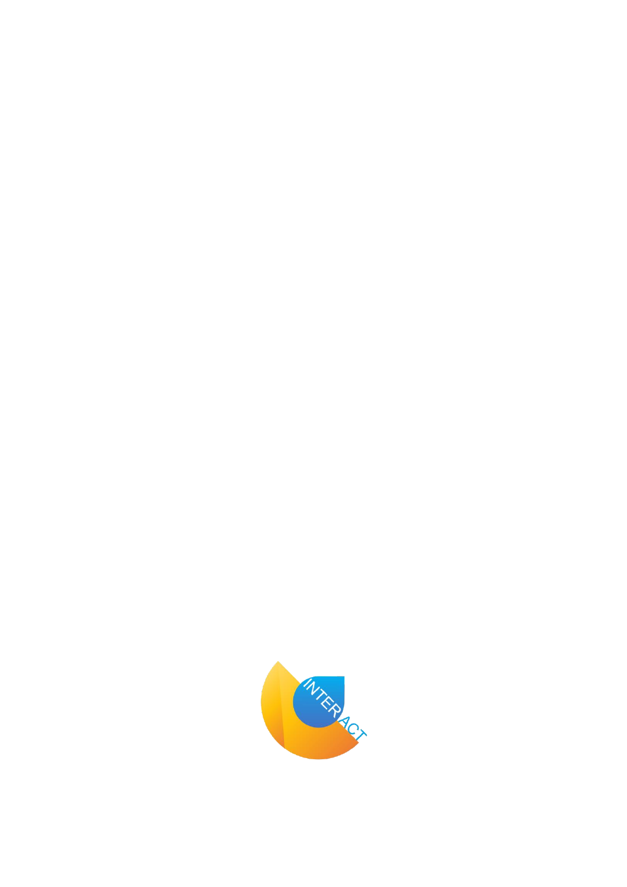INTERACT